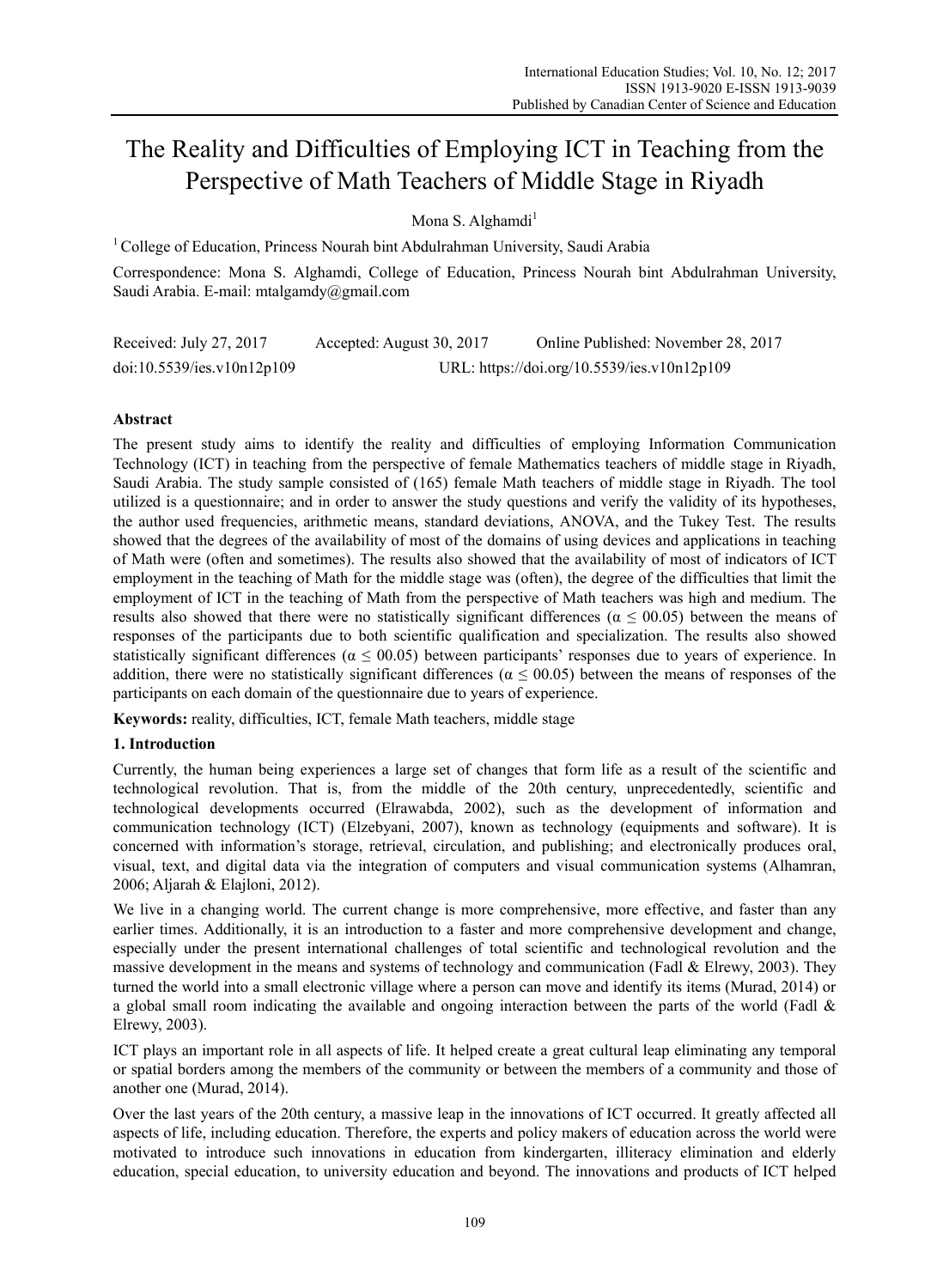# The Reality and Difficulties of Employing ICT in Teaching from the Perspective of Math Teachers of Middle Stage in Riyadh

Mona S. Alghamdi[1]

[1] College of Education, Princess Nourah bint Abdulrahman University, Saudi Arabia

Correspondence: Mona S. Alghamdi, College of Education, Princess Nourah bint Abdulrahman University, Saudi Arabia. E-mail: mtalgamdy@gmail.com

Received: July 27, 2017 Accepted: August 30, 2017 Online Published: November 28, 2017

doi:10.5539/ies.v10n12p109 URL: https://doi.org/10.5539/ies.v10n12p109

## Abstract

The present study aims to identify the reality and difficulties of employing Information Communication Technology (ICT) in teaching from the perspective of female Mathematics teachers of middle stage in Riyadh, Saudi Arabia. The study sample consisted of (165) female Math teachers of middle stage in Riyadh. The tool utilized is a questionnaire; and in order to answer the study questions and verify the validity of its hypotheses, the author used frequencies, arithmetic means, standard deviations, ANOVA, and the Tukey Test. The results showed that the degrees of the availability of most of the domains of using devices and applications in teaching of Math were (often and sometimes). The results also showed that the availability of most of indicators of ICT employment in the teaching of Math for the middle stage was (often), the degree of the difficulties that limit the employment of ICT in the teaching of Math from the perspective of Math teachers was high and medium. The results also showed that there were no statistically significant differences ($\alpha \leq 00.05$) between the means of responses of the participants due to both scientific qualification and specialization. The results also showed statistically significant differences ($\alpha \leq 00.05$) between participants' responses due to years of experience. In addition, there were no statistically significant differences ($\alpha \leq 00.05$) between the means of responses of the participants on each domain of the questionnaire due to years of experience.

**Keywords:** reality, difficulties, ICT, female Math teachers, middle stage

## 1. Introduction

Currently, the human being experiences a large set of changes that form life as a result of the scientific and technological revolution. That is, from the middle of the 20th century, unprecedentedly, scientific and technological developments occurred (Elrawabda, 2002), such as the development of information and communication technology (ICT) (Elzebyani, 2007), known as technology (equipments and software). It is concerned with information's storage, retrieval, circulation, and publishing; and electronically produces oral, visual, text, and digital data via the integration of computers and visual communication systems (Alhamran, 2006; Aljarah & Elajloni, 2012).

We live in a changing world. The current change is more comprehensive, more effective, and faster than any earlier times. Additionally, it is an introduction to a faster and more comprehensive development and change, especially under the present international challenges of total scientific and technological revolution and the massive development in the means and systems of technology and communication (Fadl & Elrewy, 2003). They turned the world into a small electronic village where a person can move and identify its items (Murad, 2014) or a global small room indicating the available and ongoing interaction between the parts of the world (Fadl & Elrewy, 2003).

ICT plays an important role in all aspects of life. It helped create a great cultural leap eliminating any temporal or spatial borders among the members of the community or between the members of a community and those of another one (Murad, 2014).

Over the last years of the 20th century, a massive leap in the innovations of ICT occurred. It greatly affected all aspects of life, including education. Therefore, the experts and policy makers of education across the world were motivated to introduce such innovations in education from kindergarten, illiteracy elimination and elderly education, special education, to university education and beyond. The innovations and products of ICT helped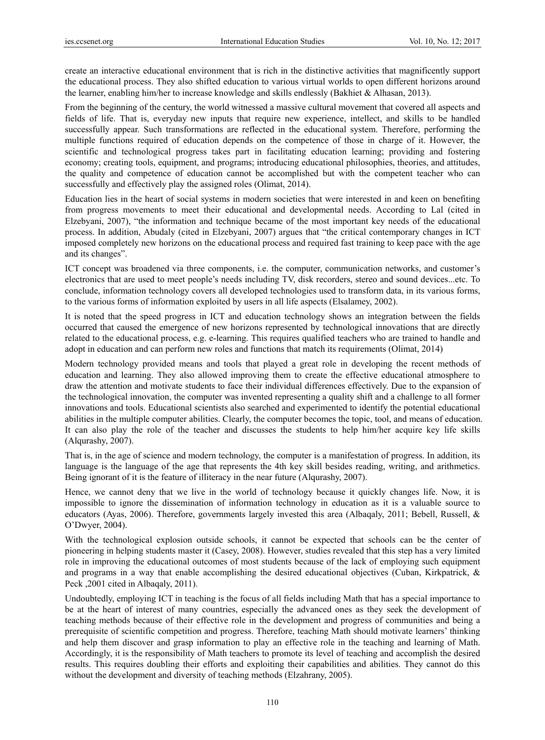create an interactive educational environment that is rich in the distinctive activities that magnificently support the educational process. They also shifted education to various virtual worlds to open different horizons around the learner, enabling him/her to increase knowledge and skills endlessly (Bakhiet & Alhasan, 2013).

From the beginning of the century, the world witnessed a massive cultural movement that covered all aspects and fields of life. That is, everyday new inputs that require new experience, intellect, and skills to be handled successfully appear. Such transformations are reflected in the educational system. Therefore, performing the multiple functions required of education depends on the competence of those in charge of it. However, the scientific and technological progress takes part in facilitating education learning; providing and fostering economy; creating tools, equipment, and programs; introducing educational philosophies, theories, and attitudes, the quality and competence of education cannot be accomplished but with the competent teacher who can successfully and effectively play the assigned roles (Olimat, 2014).

Education lies in the heart of social systems in modern societies that were interested in and keen on benefiting from progress movements to meet their educational and developmental needs. According to Lal (cited in Elzebyani, 2007), "the information and technique became of the most important key needs of the educational process. In addition, Abudaly (cited in Elzebyani, 2007) argues that "the critical contemporary changes in ICT imposed completely new horizons on the educational process and required fast training to keep pace with the age and its changes".

ICT concept was broadened via three components, i.e. the computer, communication networks, and customer's electronics that are used to meet people's needs including TV, disk recorders, stereo and sound devices...etc. To conclude, information technology covers all developed technologies used to transform data, in its various forms, to the various forms of information exploited by users in all life aspects (Elsalamey, 2002).

It is noted that the speed progress in ICT and education technology shows an integration between the fields occurred that caused the emergence of new horizons represented by technological innovations that are directly related to the educational process, e.g. e-learning. This requires qualified teachers who are trained to handle and adopt in education and can perform new roles and functions that match its requirements (Olimat, 2014)

Modern technology provided means and tools that played a great role in developing the recent methods of education and learning. They also allowed improving them to create the effective educational atmosphere to draw the attention and motivate students to face their individual differences effectively. Due to the expansion of the technological innovation, the computer was invented representing a quality shift and a challenge to all former innovations and tools. Educational scientists also searched and experimented to identify the potential educational abilities in the multiple computer abilities. Clearly, the computer becomes the topic, tool, and means of education. It can also play the role of the teacher and discusses the students to help him/her acquire key life skills (Alqurashy, 2007).

That is, in the age of science and modern technology, the computer is a manifestation of progress. In addition, its language is the language of the age that represents the 4th key skill besides reading, writing, and arithmetics. Being ignorant of it is the feature of illiteracy in the near future (Alqurashy, 2007).

Hence, we cannot deny that we live in the world of technology because it quickly changes life. Now, it is impossible to ignore the dissemination of information technology in education as it is a valuable source to educators (Ayas, 2006). Therefore, governments largely invested this area (Albaqaly, 2011; Bebell, Russell, & O'Dwyer, 2004).

With the technological explosion outside schools, it cannot be expected that schools can be the center of pioneering in helping students master it (Casey, 2008). However, studies revealed that this step has a very limited role in improving the educational outcomes of most students because of the lack of employing such equipment and programs in a way that enable accomplishing the desired educational objectives (Cuban, Kirkpatrick, & Peck ,2001 cited in Albaqaly, 2011).

Undoubtedly, employing ICT in teaching is the focus of all fields including Math that has a special importance to be at the heart of interest of many countries, especially the advanced ones as they seek the development of teaching methods because of their effective role in the development and progress of communities and being a prerequisite of scientific competition and progress. Therefore, teaching Math should motivate learners' thinking and help them discover and grasp information to play an effective role in the teaching and learning of Math. Accordingly, it is the responsibility of Math teachers to promote its level of teaching and accomplish the desired results. This requires doubling their efforts and exploiting their capabilities and abilities. They cannot do this without the development and diversity of teaching methods (Elzahrany, 2005).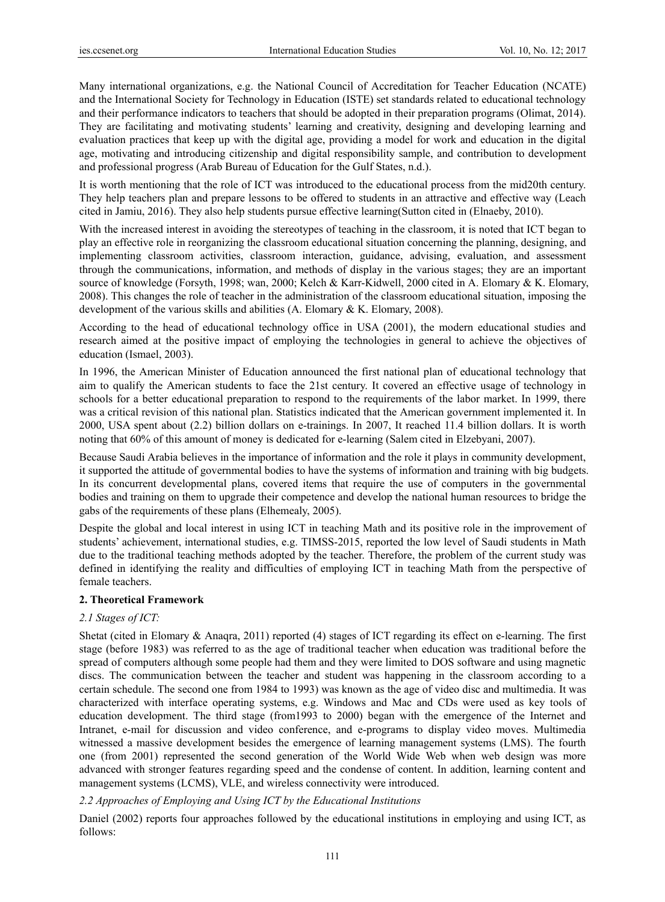Many international organizations, e.g. the National Council of Accreditation for Teacher Education (NCATE) and the International Society for Technology in Education (ISTE) set standards related to educational technology and their performance indicators to teachers that should be adopted in their preparation programs (Olimat, 2014). They are facilitating and motivating students' learning and creativity, designing and developing learning and evaluation practices that keep up with the digital age, providing a model for work and education in the digital age, motivating and introducing citizenship and digital responsibility sample, and contribution to development and professional progress (Arab Bureau of Education for the Gulf States, n.d.).

It is worth mentioning that the role of ICT was introduced to the educational process from the mid20th century. They help teachers plan and prepare lessons to be offered to students in an attractive and effective way (Leach cited in Jamiu, 2016). They also help students pursue effective learning(Sutton cited in (Elnaeby, 2010).

With the increased interest in avoiding the stereotypes of teaching in the classroom, it is noted that ICT began to play an effective role in reorganizing the classroom educational situation concerning the planning, designing, and implementing classroom activities, classroom interaction, guidance, advising, evaluation, and assessment through the communications, information, and methods of display in the various stages; they are an important source of knowledge (Forsyth, 1998; wan, 2000; Kelch & Karr-Kidwell, 2000 cited in A. Elomary & K. Elomary, 2008). This changes the role of teacher in the administration of the classroom educational situation, imposing the development of the various skills and abilities (A. Elomary & K. Elomary, 2008).

According to the head of educational technology office in USA (2001), the modern educational studies and research aimed at the positive impact of employing the technologies in general to achieve the objectives of education (Ismael, 2003).

In 1996, the American Minister of Education announced the first national plan of educational technology that aim to qualify the American students to face the 21st century. It covered an effective usage of technology in schools for a better educational preparation to respond to the requirements of the labor market. In 1999, there was a critical revision of this national plan. Statistics indicated that the American government implemented it. In 2000, USA spent about (2.2) billion dollars on e-trainings. In 2007, It reached 11.4 billion dollars. It is worth noting that 60% of this amount of money is dedicated for e-learning (Salem cited in Elzebyani, 2007).

Because Saudi Arabia believes in the importance of information and the role it plays in community development, it supported the attitude of governmental bodies to have the systems of information and training with big budgets. In its concurrent developmental plans, covered items that require the use of computers in the governmental bodies and training on them to upgrade their competence and develop the national human resources to bridge the gabs of the requirements of these plans (Elhemealy, 2005).

Despite the global and local interest in using ICT in teaching Math and its positive role in the improvement of students' achievement, international studies, e.g. TIMSS-2015, reported the low level of Saudi students in Math due to the traditional teaching methods adopted by the teacher. Therefore, the problem of the current study was defined in identifying the reality and difficulties of employing ICT in teaching Math from the perspective of female teachers.

## 2. Theoretical Framework

### *2.1 Stages of ICT:*

Shetat (cited in Elomary & Anaqra, 2011) reported (4) stages of ICT regarding its effect on e-learning. The first stage (before 1983) was referred to as the age of traditional teacher when education was traditional before the spread of computers although some people had them and they were limited to DOS software and using magnetic discs. The communication between the teacher and student was happening in the classroom according to a certain schedule. The second one from 1984 to 1993) was known as the age of video disc and multimedia. It was characterized with interface operating systems, e.g. Windows and Mac and CDs were used as key tools of education development. The third stage (from1993 to 2000) began with the emergence of the Internet and Intranet, e-mail for discussion and video conference, and e-programs to display video moves. Multimedia witnessed a massive development besides the emergence of learning management systems (LMS). The fourth one (from 2001) represented the second generation of the World Wide Web when web design was more advanced with stronger features regarding speed and the condense of content. In addition, learning content and management systems (LCMS), VLE, and wireless connectivity were introduced.

### *2.2 Approaches of Employing and Using ICT by the Educational Institutions*

Daniel (2002) reports four approaches followed by the educational institutions in employing and using ICT, as follows: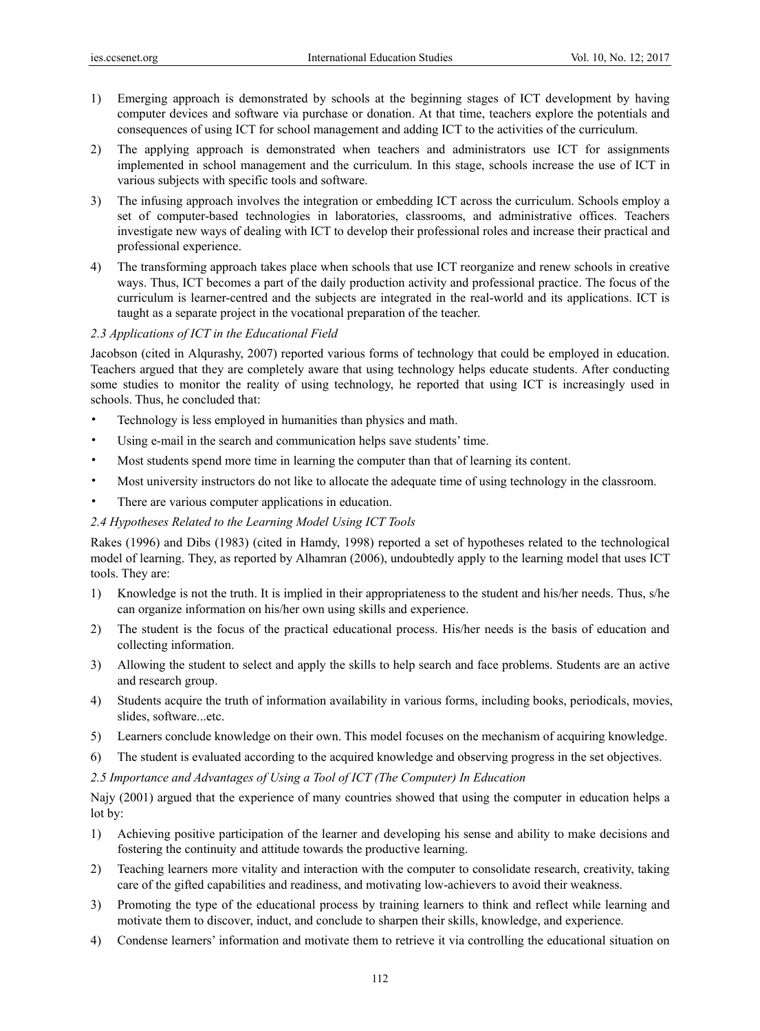1) Emerging approach is demonstrated by schools at the beginning stages of ICT development by having computer devices and software via purchase or donation. At that time, teachers explore the potentials and consequences of using ICT for school management and adding ICT to the activities of the curriculum.

2) The applying approach is demonstrated when teachers and administrators use ICT for assignments implemented in school management and the curriculum. In this stage, schools increase the use of ICT in various subjects with specific tools and software.

3) The infusing approach involves the integration or embedding ICT across the curriculum. Schools employ a set of computer-based technologies in laboratories, classrooms, and administrative offices. Teachers investigate new ways of dealing with ICT to develop their professional roles and increase their practical and professional experience.

4) The transforming approach takes place when schools that use ICT reorganize and renew schools in creative ways. Thus, ICT becomes a part of the daily production activity and professional practice. The focus of the curriculum is learner-centred and the subjects are integrated in the real-world and its applications. ICT is taught as a separate project in the vocational preparation of the teacher.

### *2.3 Applications of ICT in the Educational Field*

Jacobson (cited in Alqurashy, 2007) reported various forms of technology that could be employed in education. Teachers argued that they are completely aware that using technology helps educate students. After conducting some studies to monitor the reality of using technology, he reported that using ICT is increasingly used in schools. Thus, he concluded that:

- Technology is less employed in humanities than physics and math.
- Using e-mail in the search and communication helps save students' time.
- Most students spend more time in learning the computer than that of learning its content.
- Most university instructors do not like to allocate the adequate time of using technology in the classroom.
- There are various computer applications in education.

### *2.4 Hypotheses Related to the Learning Model Using ICT Tools*

Rakes (1996) and Dibs (1983) (cited in Hamdy, 1998) reported a set of hypotheses related to the technological model of learning. They, as reported by Alhamran (2006), undoubtedly apply to the learning model that uses ICT tools. They are:

1) Knowledge is not the truth. It is implied in their appropriateness to the student and his/her needs. Thus, s/he can organize information on his/her own using skills and experience.

2) The student is the focus of the practical educational process. His/her needs is the basis of education and collecting information.

3) Allowing the student to select and apply the skills to help search and face problems. Students are an active and research group.

4) Students acquire the truth of information availability in various forms, including books, periodicals, movies, slides, software...etc.

5) Learners conclude knowledge on their own. This model focuses on the mechanism of acquiring knowledge.

6) The student is evaluated according to the acquired knowledge and observing progress in the set objectives.

### *2.5 Importance and Advantages of Using a Tool of ICT (The Computer) In Education*

Najy (2001) argued that the experience of many countries showed that using the computer in education helps a lot by:

1) Achieving positive participation of the learner and developing his sense and ability to make decisions and fostering the continuity and attitude towards the productive learning.

2) Teaching learners more vitality and interaction with the computer to consolidate research, creativity, taking care of the gifted capabilities and readiness, and motivating low-achievers to avoid their weakness.

3) Promoting the type of the educational process by training learners to think and reflect while learning and motivate them to discover, induct, and conclude to sharpen their skills, knowledge, and experience.

4) Condense learners' information and motivate them to retrieve it via controlling the educational situation on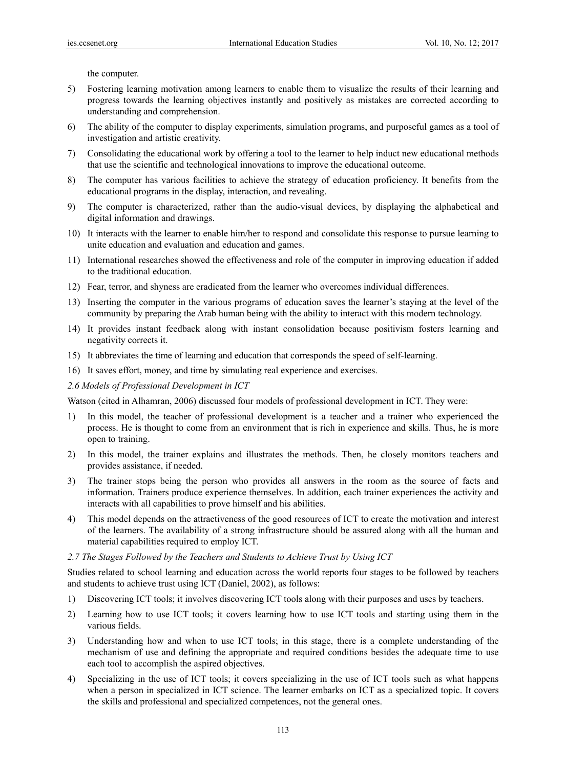the computer.

5) Fostering learning motivation among learners to enable them to visualize the results of their learning and progress towards the learning objectives instantly and positively as mistakes are corrected according to understanding and comprehension.
6) The ability of the computer to display experiments, simulation programs, and purposeful games as a tool of investigation and artistic creativity.
7) Consolidating the educational work by offering a tool to the learner to help induct new educational methods that use the scientific and technological innovations to improve the educational outcome.
8) The computer has various facilities to achieve the strategy of education proficiency. It benefits from the educational programs in the display, interaction, and revealing.
9) The computer is characterized, rather than the audio-visual devices, by displaying the alphabetical and digital information and drawings.
10) It interacts with the learner to enable him/her to respond and consolidate this response to pursue learning to unite education and evaluation and education and games.
11) International researches showed the effectiveness and role of the computer in improving education if added to the traditional education.
12) Fear, terror, and shyness are eradicated from the learner who overcomes individual differences.
13) Inserting the computer in the various programs of education saves the learner's staying at the level of the community by preparing the Arab human being with the ability to interact with this modern technology.
14) It provides instant feedback along with instant consolidation because positivism fosters learning and negativity corrects it.
15) It abbreviates the time of learning and education that corresponds the speed of self-learning.
16) It saves effort, money, and time by simulating real experience and exercises.

### *2.6 Models of Professional Development in ICT*

Watson (cited in Alhamran, 2006) discussed four models of professional development in ICT. They were:

1) In this model, the teacher of professional development is a teacher and a trainer who experienced the process. He is thought to come from an environment that is rich in experience and skills. Thus, he is more open to training.
2) In this model, the trainer explains and illustrates the methods. Then, he closely monitors teachers and provides assistance, if needed.
3) The trainer stops being the person who provides all answers in the room as the source of facts and information. Trainers produce experience themselves. In addition, each trainer experiences the activity and interacts with all capabilities to prove himself and his abilities.
4) This model depends on the attractiveness of the good resources of ICT to create the motivation and interest of the learners. The availability of a strong infrastructure should be assured along with all the human and material capabilities required to employ ICT.

### *2.7 The Stages Followed by the Teachers and Students to Achieve Trust by Using ICT*

Studies related to school learning and education across the world reports four stages to be followed by teachers and students to achieve trust using ICT (Daniel, 2002), as follows:

1) Discovering ICT tools; it involves discovering ICT tools along with their purposes and uses by teachers.
2) Learning how to use ICT tools; it covers learning how to use ICT tools and starting using them in the various fields.
3) Understanding how and when to use ICT tools; in this stage, there is a complete understanding of the mechanism of use and defining the appropriate and required conditions besides the adequate time to use each tool to accomplish the aspired objectives.
4) Specializing in the use of ICT tools; it covers specializing in the use of ICT tools such as what happens when a person in specialized in ICT science. The learner embarks on ICT as a specialized topic. It covers the skills and professional and specialized competences, not the general ones.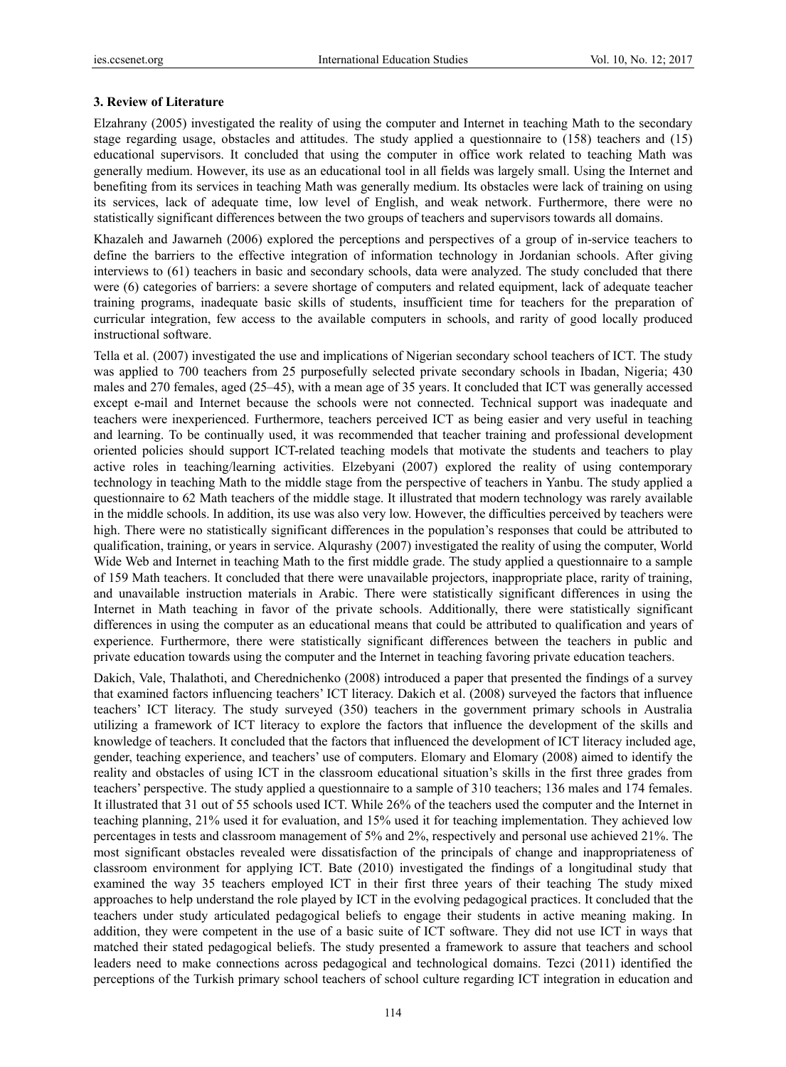### 3. Review of Literature

Elzahrany (2005) investigated the reality of using the computer and Internet in teaching Math to the secondary stage regarding usage, obstacles and attitudes. The study applied a questionnaire to (158) teachers and (15) educational supervisors. It concluded that using the computer in office work related to teaching Math was generally medium. However, its use as an educational tool in all fields was largely small. Using the Internet and benefiting from its services in teaching Math was generally medium. Its obstacles were lack of training on using its services, lack of adequate time, low level of English, and weak network. Furthermore, there were no statistically significant differences between the two groups of teachers and supervisors towards all domains.

Khazaleh and Jawarneh (2006) explored the perceptions and perspectives of a group of in-service teachers to define the barriers to the effective integration of information technology in Jordanian schools. After giving interviews to (61) teachers in basic and secondary schools, data were analyzed. The study concluded that there were (6) categories of barriers: a severe shortage of computers and related equipment, lack of adequate teacher training programs, inadequate basic skills of students, insufficient time for teachers for the preparation of curricular integration, few access to the available computers in schools, and rarity of good locally produced instructional software.

Tella et al. (2007) investigated the use and implications of Nigerian secondary school teachers of ICT. The study was applied to 700 teachers from 25 purposefully selected private secondary schools in Ibadan, Nigeria; 430 males and 270 females, aged (25–45), with a mean age of 35 years. It concluded that ICT was generally accessed except e-mail and Internet because the schools were not connected. Technical support was inadequate and teachers were inexperienced. Furthermore, teachers perceived ICT as being easier and very useful in teaching and learning. To be continually used, it was recommended that teacher training and professional development oriented policies should support ICT-related teaching models that motivate the students and teachers to play active roles in teaching/learning activities. Elzebyani (2007) explored the reality of using contemporary technology in teaching Math to the middle stage from the perspective of teachers in Yanbu. The study applied a questionnaire to 62 Math teachers of the middle stage. It illustrated that modern technology was rarely available in the middle schools. In addition, its use was also very low. However, the difficulties perceived by teachers were high. There were no statistically significant differences in the population's responses that could be attributed to qualification, training, or years in service. Alqurashy (2007) investigated the reality of using the computer, World Wide Web and Internet in teaching Math to the first middle grade. The study applied a questionnaire to a sample of 159 Math teachers. It concluded that there were unavailable projectors, inappropriate place, rarity of training, and unavailable instruction materials in Arabic. There were statistically significant differences in using the Internet in Math teaching in favor of the private schools. Additionally, there were statistically significant differences in using the computer as an educational means that could be attributed to qualification and years of experience. Furthermore, there were statistically significant differences between the teachers in public and private education towards using the computer and the Internet in teaching favoring private education teachers.

Dakich, Vale, Thalathoti, and Cherednichenko (2008) introduced a paper that presented the findings of a survey that examined factors influencing teachers' ICT literacy. Dakich et al. (2008) surveyed the factors that influence teachers' ICT literacy. The study surveyed (350) teachers in the government primary schools in Australia utilizing a framework of ICT literacy to explore the factors that influence the development of the skills and knowledge of teachers. It concluded that the factors that influenced the development of ICT literacy included age, gender, teaching experience, and teachers' use of computers. Elomary and Elomary (2008) aimed to identify the reality and obstacles of using ICT in the classroom educational situation's skills in the first three grades from teachers' perspective. The study applied a questionnaire to a sample of 310 teachers; 136 males and 174 females. It illustrated that 31 out of 55 schools used ICT. While 26% of the teachers used the computer and the Internet in teaching planning, 21% used it for evaluation, and 15% used it for teaching implementation. They achieved low percentages in tests and classroom management of 5% and 2%, respectively and personal use achieved 21%. The most significant obstacles revealed were dissatisfaction of the principals of change and inappropriateness of classroom environment for applying ICT. Bate (2010) investigated the findings of a longitudinal study that examined the way 35 teachers employed ICT in their first three years of their teaching The study mixed approaches to help understand the role played by ICT in the evolving pedagogical practices. It concluded that the teachers under study articulated pedagogical beliefs to engage their students in active meaning making. In addition, they were competent in the use of a basic suite of ICT software. They did not use ICT in ways that matched their stated pedagogical beliefs. The study presented a framework to assure that teachers and school leaders need to make connections across pedagogical and technological domains. Tezci (2011) identified the perceptions of the Turkish primary school teachers of school culture regarding ICT integration in education and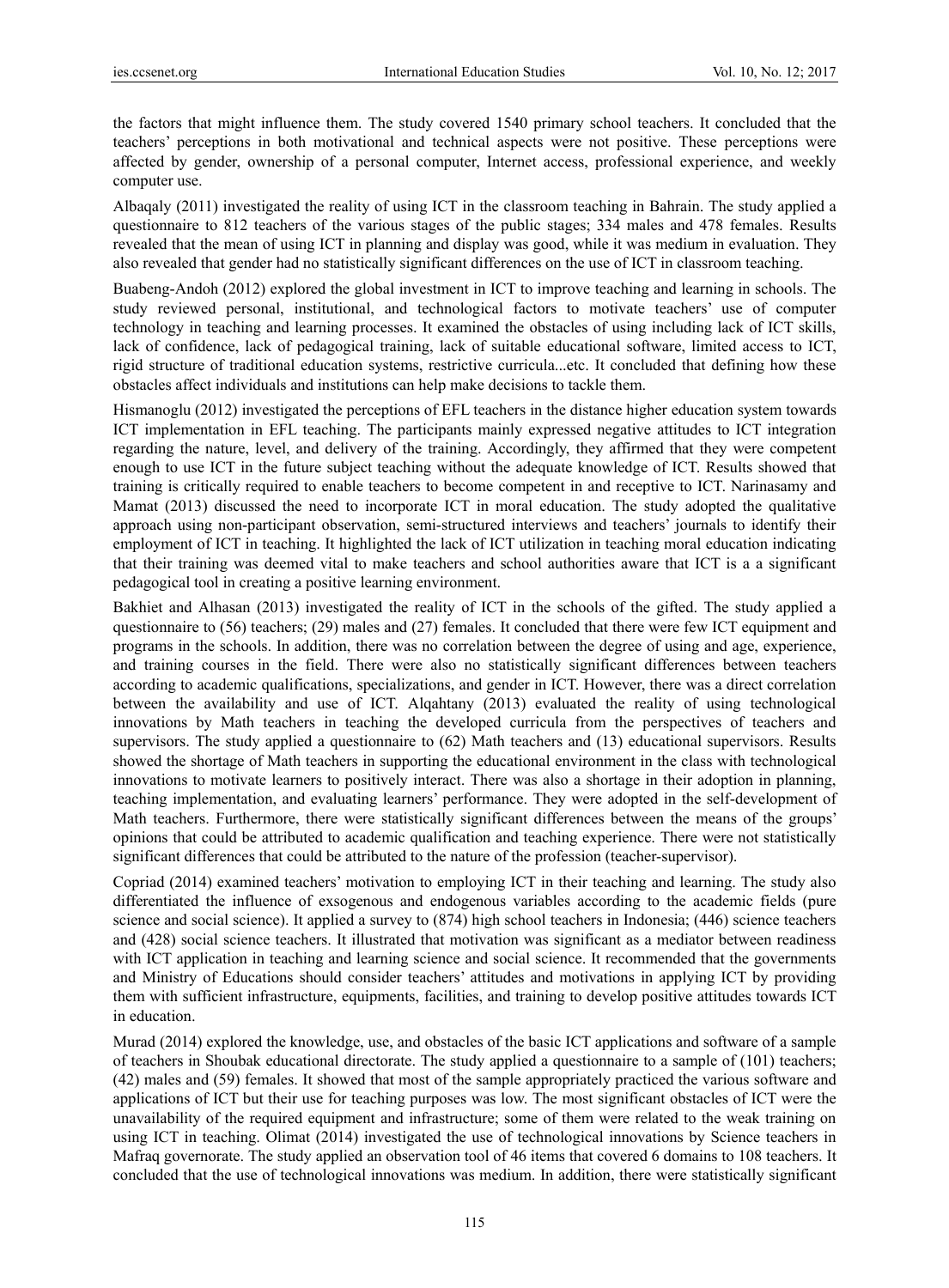the factors that might influence them. The study covered 1540 primary school teachers. It concluded that the teachers' perceptions in both motivational and technical aspects were not positive. These perceptions were affected by gender, ownership of a personal computer, Internet access, professional experience, and weekly computer use.

Albaqaly (2011) investigated the reality of using ICT in the classroom teaching in Bahrain. The study applied a questionnaire to 812 teachers of the various stages of the public stages; 334 males and 478 females. Results revealed that the mean of using ICT in planning and display was good, while it was medium in evaluation. They also revealed that gender had no statistically significant differences on the use of ICT in classroom teaching.

Buabeng-Andoh (2012) explored the global investment in ICT to improve teaching and learning in schools. The study reviewed personal, institutional, and technological factors to motivate teachers' use of computer technology in teaching and learning processes. It examined the obstacles of using including lack of ICT skills, lack of confidence, lack of pedagogical training, lack of suitable educational software, limited access to ICT, rigid structure of traditional education systems, restrictive curricula...etc. It concluded that defining how these obstacles affect individuals and institutions can help make decisions to tackle them.

Hismanoglu (2012) investigated the perceptions of EFL teachers in the distance higher education system towards ICT implementation in EFL teaching. The participants mainly expressed negative attitudes to ICT integration regarding the nature, level, and delivery of the training. Accordingly, they affirmed that they were competent enough to use ICT in the future subject teaching without the adequate knowledge of ICT. Results showed that training is critically required to enable teachers to become competent in and receptive to ICT. Narinasamy and Mamat (2013) discussed the need to incorporate ICT in moral education. The study adopted the qualitative approach using non-participant observation, semi-structured interviews and teachers' journals to identify their employment of ICT in teaching. It highlighted the lack of ICT utilization in teaching moral education indicating that their training was deemed vital to make teachers and school authorities aware that ICT is a a significant pedagogical tool in creating a positive learning environment.

Bakhiet and Alhasan (2013) investigated the reality of ICT in the schools of the gifted. The study applied a questionnaire to (56) teachers; (29) males and (27) females. It concluded that there were few ICT equipment and programs in the schools. In addition, there was no correlation between the degree of using and age, experience, and training courses in the field. There were also no statistically significant differences between teachers according to academic qualifications, specializations, and gender in ICT. However, there was a direct correlation between the availability and use of ICT. Alqahtany (2013) evaluated the reality of using technological innovations by Math teachers in teaching the developed curricula from the perspectives of teachers and supervisors. The study applied a questionnaire to (62) Math teachers and (13) educational supervisors. Results showed the shortage of Math teachers in supporting the educational environment in the class with technological innovations to motivate learners to positively interact. There was also a shortage in their adoption in planning, teaching implementation, and evaluating learners' performance. They were adopted in the self-development of Math teachers. Furthermore, there were statistically significant differences between the means of the groups' opinions that could be attributed to academic qualification and teaching experience. There were not statistically significant differences that could be attributed to the nature of the profession (teacher-supervisor).

Copriad (2014) examined teachers' motivation to employing ICT in their teaching and learning. The study also differentiated the influence of exsogenous and endogenous variables according to the academic fields (pure science and social science). It applied a survey to (874) high school teachers in Indonesia; (446) science teachers and (428) social science teachers. It illustrated that motivation was significant as a mediator between readiness with ICT application in teaching and learning science and social science. It recommended that the governments and Ministry of Educations should consider teachers' attitudes and motivations in applying ICT by providing them with sufficient infrastructure, equipments, facilities, and training to develop positive attitudes towards ICT in education.

Murad (2014) explored the knowledge, use, and obstacles of the basic ICT applications and software of a sample of teachers in Shoubak educational directorate. The study applied a questionnaire to a sample of (101) teachers; (42) males and (59) females. It showed that most of the sample appropriately practiced the various software and applications of ICT but their use for teaching purposes was low. The most significant obstacles of ICT were the unavailability of the required equipment and infrastructure; some of them were related to the weak training on using ICT in teaching. Olimat (2014) investigated the use of technological innovations by Science teachers in Mafraq governorate. The study applied an observation tool of 46 items that covered 6 domains to 108 teachers. It concluded that the use of technological innovations was medium. In addition, there were statistically significant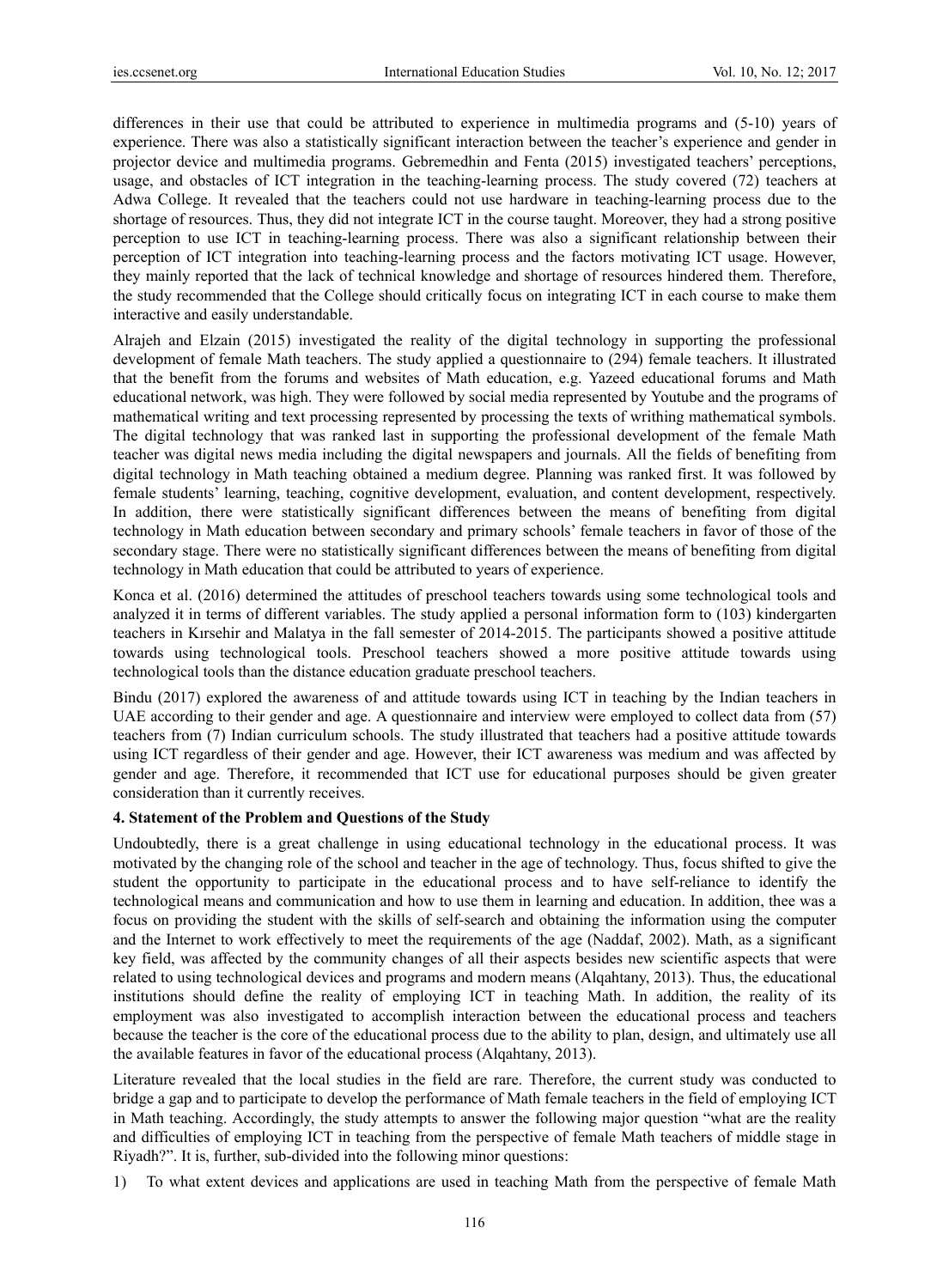differences in their use that could be attributed to experience in multimedia programs and (5-10) years of experience. There was also a statistically significant interaction between the teacher's experience and gender in projector device and multimedia programs. Gebremedhin and Fenta (2015) investigated teachers' perceptions, usage, and obstacles of ICT integration in the teaching-learning process. The study covered (72) teachers at Adwa College. It revealed that the teachers could not use hardware in teaching-learning process due to the shortage of resources. Thus, they did not integrate ICT in the course taught. Moreover, they had a strong positive perception to use ICT in teaching-learning process. There was also a significant relationship between their perception of ICT integration into teaching-learning process and the factors motivating ICT usage. However, they mainly reported that the lack of technical knowledge and shortage of resources hindered them. Therefore, the study recommended that the College should critically focus on integrating ICT in each course to make them interactive and easily understandable.

Alrajeh and Elzain (2015) investigated the reality of the digital technology in supporting the professional development of female Math teachers. The study applied a questionnaire to (294) female teachers. It illustrated that the benefit from the forums and websites of Math education, e.g. Yazeed educational forums and Math educational network, was high. They were followed by social media represented by Youtube and the programs of mathematical writing and text processing represented by processing the texts of writhing mathematical symbols. The digital technology that was ranked last in supporting the professional development of the female Math teacher was digital news media including the digital newspapers and journals. All the fields of benefiting from digital technology in Math teaching obtained a medium degree. Planning was ranked first. It was followed by female students' learning, teaching, cognitive development, evaluation, and content development, respectively. In addition, there were statistically significant differences between the means of benefiting from digital technology in Math education between secondary and primary schools' female teachers in favor of those of the secondary stage. There were no statistically significant differences between the means of benefiting from digital technology in Math education that could be attributed to years of experience.

Konca et al. (2016) determined the attitudes of preschool teachers towards using some technological tools and analyzed it in terms of different variables. The study applied a personal information form to (103) kindergarten teachers in Kırsehir and Malatya in the fall semester of 2014-2015. The participants showed a positive attitude towards using technological tools. Preschool teachers showed a more positive attitude towards using technological tools than the distance education graduate preschool teachers.

Bindu (2017) explored the awareness of and attitude towards using ICT in teaching by the Indian teachers in UAE according to their gender and age. A questionnaire and interview were employed to collect data from (57) teachers from (7) Indian curriculum schools. The study illustrated that teachers had a positive attitude towards using ICT regardless of their gender and age. However, their ICT awareness was medium and was affected by gender and age. Therefore, it recommended that ICT use for educational purposes should be given greater consideration than it currently receives.

**4. Statement of the Problem and Questions of the Study**

Undoubtedly, there is a great challenge in using educational technology in the educational process. It was motivated by the changing role of the school and teacher in the age of technology. Thus, focus shifted to give the student the opportunity to participate in the educational process and to have self-reliance to identify the technological means and communication and how to use them in learning and education. In addition, thee was a focus on providing the student with the skills of self-search and obtaining the information using the computer and the Internet to work effectively to meet the requirements of the age (Naddaf, 2002). Math, as a significant key field, was affected by the community changes of all their aspects besides new scientific aspects that were related to using technological devices and programs and modern means (Alqahtany, 2013). Thus, the educational institutions should define the reality of employing ICT in teaching Math. In addition, the reality of its employment was also investigated to accomplish interaction between the educational process and teachers because the teacher is the core of the educational process due to the ability to plan, design, and ultimately use all the available features in favor of the educational process (Alqahtany, 2013).

Literature revealed that the local studies in the field are rare. Therefore, the current study was conducted to bridge a gap and to participate to develop the performance of Math female teachers in the field of employing ICT in Math teaching. Accordingly, the study attempts to answer the following major question "what are the reality and difficulties of employing ICT in teaching from the perspective of female Math teachers of middle stage in Riyadh?". It is, further, sub-divided into the following minor questions:

1) To what extent devices and applications are used in teaching Math from the perspective of female Math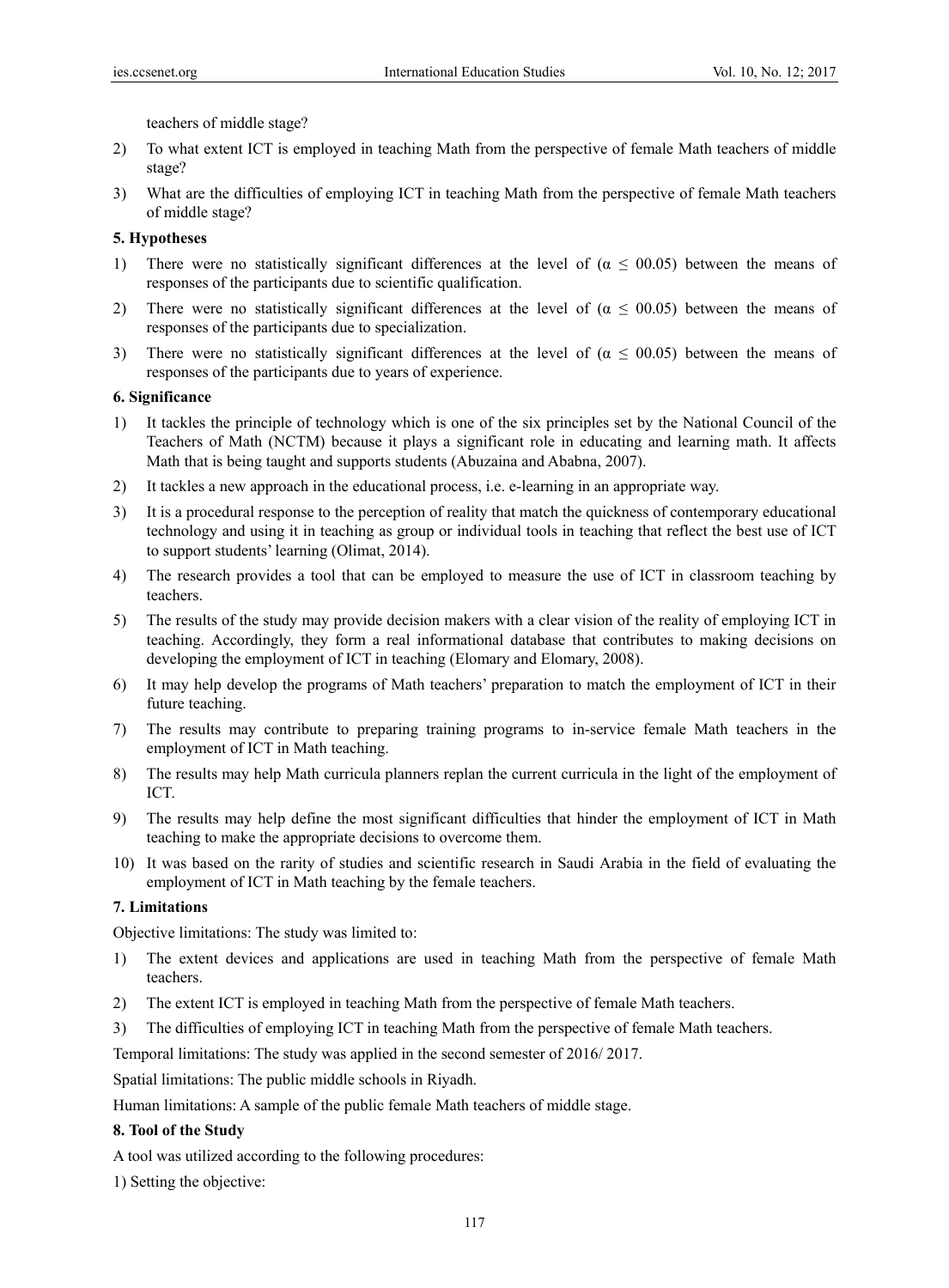teachers of middle stage?

2) To what extent ICT is employed in teaching Math from the perspective of female Math teachers of middle stage?
3) What are the difficulties of employing ICT in teaching Math from the perspective of female Math teachers of middle stage?

**5. Hypotheses**

1) There were no statistically significant differences at the level of ($\alpha \leq 00.05$) between the means of responses of the participants due to scientific qualification.
2) There were no statistically significant differences at the level of ($\alpha \leq 00.05$) between the means of responses of the participants due to specialization.
3) There were no statistically significant differences at the level of ($\alpha \leq 00.05$) between the means of responses of the participants due to years of experience.

**6. Significance**

1) It tackles the principle of technology which is one of the six principles set by the National Council of the Teachers of Math (NCTM) because it plays a significant role in educating and learning math. It affects Math that is being taught and supports students (Abuzaina and Ababna, 2007).
2) It tackles a new approach in the educational process, i.e. e-learning in an appropriate way.
3) It is a procedural response to the perception of reality that match the quickness of contemporary educational technology and using it in teaching as group or individual tools in teaching that reflect the best use of ICT to support students' learning (Olimat, 2014).
4) The research provides a tool that can be employed to measure the use of ICT in classroom teaching by teachers.
5) The results of the study may provide decision makers with a clear vision of the reality of employing ICT in teaching. Accordingly, they form a real informational database that contributes to making decisions on developing the employment of ICT in teaching (Elomary and Elomary, 2008).
6) It may help develop the programs of Math teachers' preparation to match the employment of ICT in their future teaching.
7) The results may contribute to preparing training programs to in-service female Math teachers in the employment of ICT in Math teaching.
8) The results may help Math curricula planners replan the current curricula in the light of the employment of ICT.
9) The results may help define the most significant difficulties that hinder the employment of ICT in Math teaching to make the appropriate decisions to overcome them.
10) It was based on the rarity of studies and scientific research in Saudi Arabia in the field of evaluating the employment of ICT in Math teaching by the female teachers.

**7. Limitations**

Objective limitations: The study was limited to:

1) The extent devices and applications are used in teaching Math from the perspective of female Math teachers.
2) The extent ICT is employed in teaching Math from the perspective of female Math teachers.
3) The difficulties of employing ICT in teaching Math from the perspective of female Math teachers.

Temporal limitations: The study was applied in the second semester of 2016/ 2017.

Spatial limitations: The public middle schools in Riyadh.

Human limitations: A sample of the public female Math teachers of middle stage.

**8. Tool of the Study**

A tool was utilized according to the following procedures:

1) Setting the objective: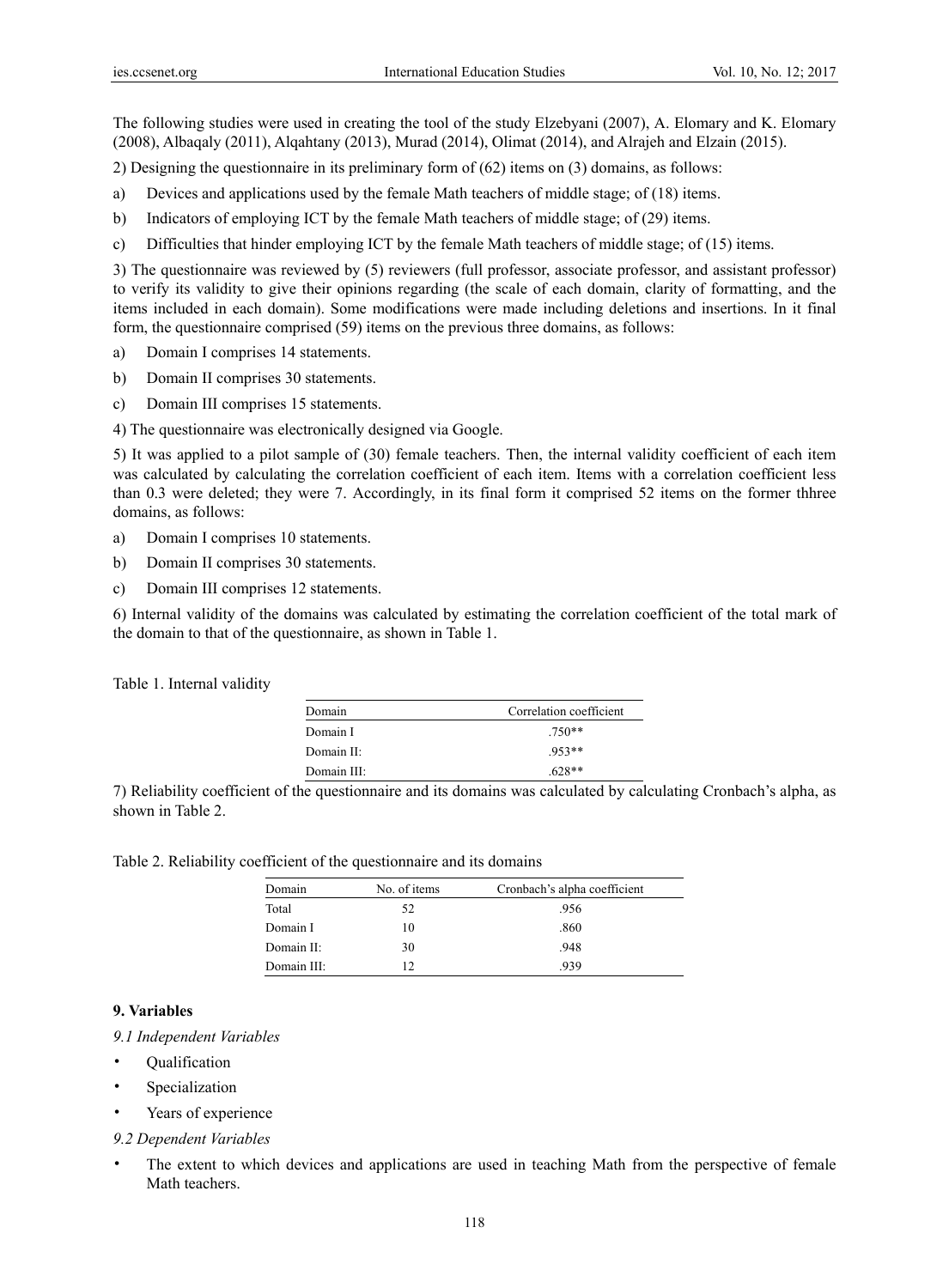The following studies were used in creating the tool of the study Elzebyani (2007), A. Elomary and K. Elomary (2008), Albaqaly (2011), Alqahtany (2013), Murad (2014), Olimat (2014), and Alrajeh and Elzain (2015).

2) Designing the questionnaire in its preliminary form of (62) items on (3) domains, as follows:

a) Devices and applications used by the female Math teachers of middle stage; of (18) items.

b) Indicators of employing ICT by the female Math teachers of middle stage; of (29) items.

c) Difficulties that hinder employing ICT by the female Math teachers of middle stage; of (15) items.

3) The questionnaire was reviewed by (5) reviewers (full professor, associate professor, and assistant professor) to verify its validity to give their opinions regarding (the scale of each domain, clarity of formatting, and the items included in each domain). Some modifications were made including deletions and insertions. In it final form, the questionnaire comprised (59) items on the previous three domains, as follows:

a) Domain I comprises 14 statements.

b) Domain II comprises 30 statements.

c) Domain III comprises 15 statements.

4) The questionnaire was electronically designed via Google.

5) It was applied to a pilot sample of (30) female teachers. Then, the internal validity coefficient of each item was calculated by calculating the correlation coefficient of each item. Items with a correlation coefficient less than 0.3 were deleted; they were 7. Accordingly, in its final form it comprised 52 items on the former thhree domains, as follows:

a) Domain I comprises 10 statements.

b) Domain II comprises 30 statements.

c) Domain III comprises 12 statements.

6) Internal validity of the domains was calculated by estimating the correlation coefficient of the total mark of the domain to that of the questionnaire, as shown in Table 1.

Table 1. Internal validity

| Domain | Correlation coefficient |
|---|---|
| Domain I | .750** |
| Domain II: | .953** |
| Domain III: | .628** |

7) Reliability coefficient of the questionnaire and its domains was calculated by calculating Cronbach's alpha, as shown in Table 2.

Table 2. Reliability coefficient of the questionnaire and its domains

| Domain | No. of items | Cronbach's alpha coefficient |
|---|---|---|
| Total | 52 | .956 |
| Domain I | 10 | .860 |
| Domain II: | 30 | .948 |
| Domain III: | 12 | .939 |

## 9. Variables

### *9.1 Independent Variables*

- Qualification
- Specialization
- Years of experience

### *9.2 Dependent Variables*

- The extent to which devices and applications are used in teaching Math from the perspective of female Math teachers.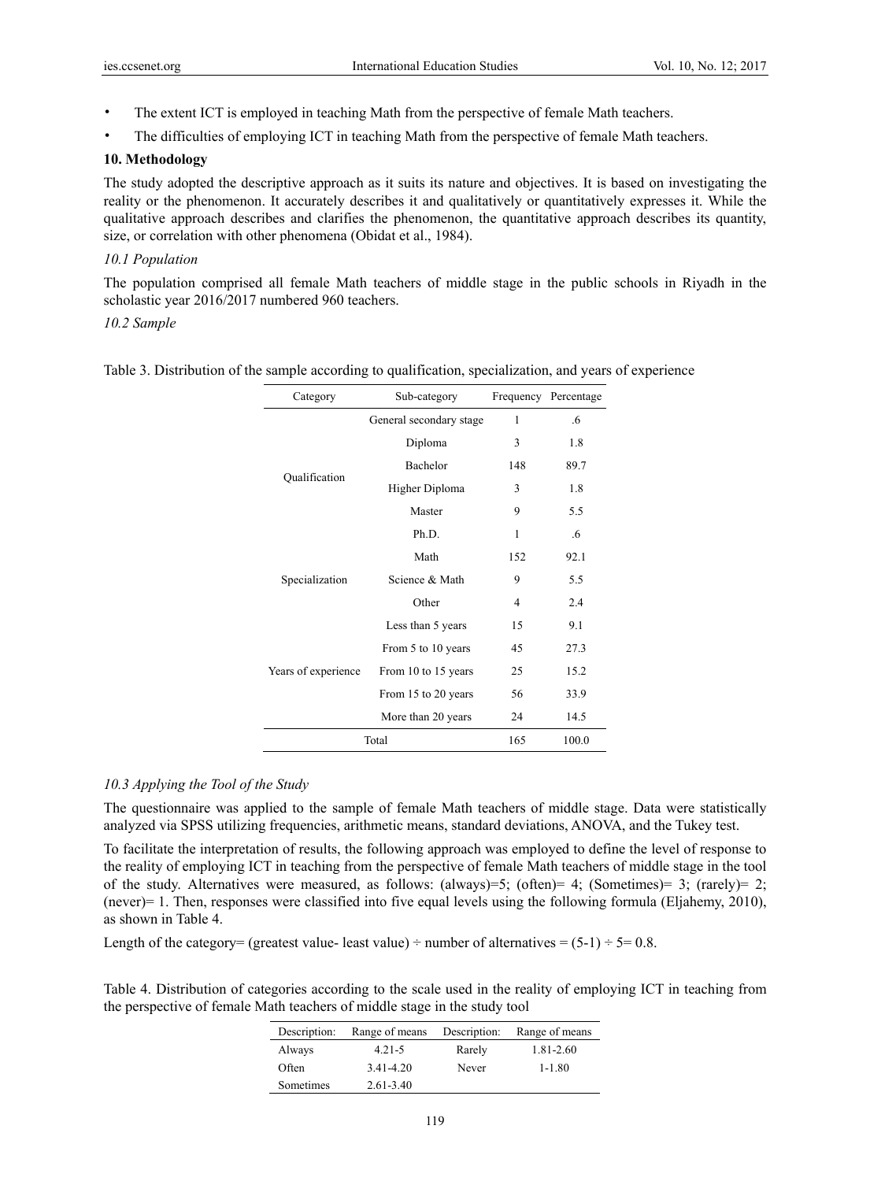- The extent ICT is employed in teaching Math from the perspective of female Math teachers.
- The difficulties of employing ICT in teaching Math from the perspective of female Math teachers.

## 10. Methodology

The study adopted the descriptive approach as it suits its nature and objectives. It is based on investigating the reality or the phenomenon. It accurately describes it and qualitatively or quantitatively expresses it. While the qualitative approach describes and clarifies the phenomenon, the quantitative approach describes its quantity, size, or correlation with other phenomena (Obidat et al., 1984).

### *10.1 Population*

The population comprised all female Math teachers of middle stage in the public schools in Riyadh in the scholastic year 2016/2017 numbered 960 teachers.

### *10.2 Sample*

Table 3. Distribution of the sample according to qualification, specialization, and years of experience

| Category | Sub-category | Frequency | Percentage |
|---|---|---|---|
| Qualification | General secondary stage | 1 | .6 |
| | Diploma | 3 | 1.8 |
| | Bachelor | 148 | 89.7 |
| | Higher Diploma | 3 | 1.8 |
| | Master | 9 | 5.5 |
| | Ph.D. | 1 | .6 |
| Specialization | Math | 152 | 92.1 |
| | Science & Math | 9 | 5.5 |
| | Other | 4 | 2.4 |
| Years of experience | Less than 5 years | 15 | 9.1 |
| | From 5 to 10 years | 45 | 27.3 |
| | From 10 to 15 years | 25 | 15.2 |
| | From 15 to 20 years | 56 | 33.9 |
| | More than 20 years | 24 | 14.5 |
| Total | | 165 | 100.0 |

### *10.3 Applying the Tool of the Study*

The questionnaire was applied to the sample of female Math teachers of middle stage. Data were statistically analyzed via SPSS utilizing frequencies, arithmetic means, standard deviations, ANOVA, and the Tukey test.

To facilitate the interpretation of results, the following approach was employed to define the level of response to the reality of employing ICT in teaching from the perspective of female Math teachers of middle stage in the tool of the study. Alternatives were measured, as follows: (always)=5; (often)= 4; (Sometimes)= 3; (rarely)= 2; (never)= 1. Then, responses were classified into five equal levels using the following formula (Eljahemy, 2010), as shown in Table 4.

Length of the category= (greatest value- least value) ÷ number of alternatives = $(5-1) \div 5 = 0.8$.

Table 4. Distribution of categories according to the scale used in the reality of employing ICT in teaching from the perspective of female Math teachers of middle stage in the study tool

| Description: | Range of means | Description: | Range of means |
|---|---|---|---|
| Always | 4.21-5 | Rarely | 1.81-2.60 |
| Often | 3.41-4.20 | Never | 1-1.80 |
| Sometimes | 2.61-3.40 | | |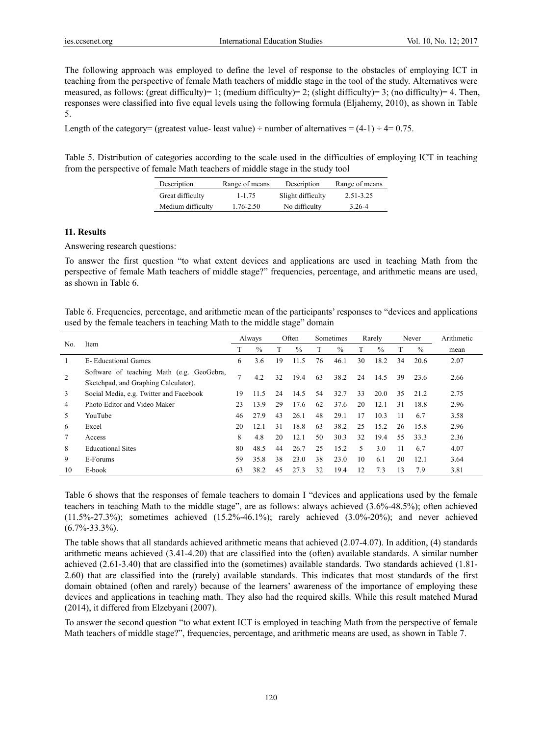The following approach was employed to define the level of response to the obstacles of employing ICT in teaching from the perspective of female Math teachers of middle stage in the tool of the study. Alternatives were measured, as follows: (great difficulty)= 1; (medium difficulty)= 2; (slight difficulty)= 3; (no difficulty)= 4. Then, responses were classified into five equal levels using the following formula (Eljahemy, 2010), as shown in Table 5.

Length of the category= (greatest value- least value) ÷ number of alternatives = (4-1) ÷ 4= 0.75.

Table 5. Distribution of categories according to the scale used in the difficulties of employing ICT in teaching from the perspective of female Math teachers of middle stage in the study tool

| Description | Range of means | Description | Range of means |
|---|---|---|---|
| Great difficulty | 1-1.75 | Slight difficulty | 2.51-3.25 |
| Medium difficulty | 1.76-2.50 | No difficulty | 3.26-4 |

## 11. Results

Answering research questions:

To answer the first question "to what extent devices and applications are used in teaching Math from the perspective of female Math teachers of middle stage?" frequencies, percentage, and arithmetic means are used, as shown in Table 6.

Table 6. Frequencies, percentage, and arithmetic mean of the participants' responses to "devices and applications used by the female teachers in teaching Math to the middle stage" domain

| No. | Item | Always | | Often | | Sometimes | | Rarely | | Never | | Arithmetic mean |
|---|---|---|---|---|---|---|---|---|---|---|---|---|
| | | T | % | T | % | T | % | T | % | T | % | |
| 1 | E- Educational Games | 6 | 3.6 | 19 | 11.5 | 76 | 46.1 | 30 | 18.2 | 34 | 20.6 | 2.07 |
| 2 | Software of teaching Math (e.g. GeoGebra, Sketchpad, and Graphing Calculator). | 7 | 4.2 | 32 | 19.4 | 63 | 38.2 | 24 | 14.5 | 39 | 23.6 | 2.66 |
| 3 | Social Media, e.g. Twitter and Facebook | 19 | 11.5 | 24 | 14.5 | 54 | 32.7 | 33 | 20.0 | 35 | 21.2 | 2.75 |
| 4 | Photo Editor and Video Maker | 23 | 13.9 | 29 | 17.6 | 62 | 37.6 | 20 | 12.1 | 31 | 18.8 | 2.96 |
| 5 | YouTube | 46 | 27.9 | 43 | 26.1 | 48 | 29.1 | 17 | 10.3 | 11 | 6.7 | 3.58 |
| 6 | Excel | 20 | 12.1 | 31 | 18.8 | 63 | 38.2 | 25 | 15.2 | 26 | 15.8 | 2.96 |
| 7 | Access | 8 | 4.8 | 20 | 12.1 | 50 | 30.3 | 32 | 19.4 | 55 | 33.3 | 2.36 |
| 8 | Educational Sites | 80 | 48.5 | 44 | 26.7 | 25 | 15.2 | 5 | 3.0 | 11 | 6.7 | 4.07 |
| 9 | E-Forums | 59 | 35.8 | 38 | 23.0 | 38 | 23.0 | 10 | 6.1 | 20 | 12.1 | 3.64 |
| 10 | E-book | 63 | 38.2 | 45 | 27.3 | 32 | 19.4 | 12 | 7.3 | 13 | 7.9 | 3.81 |

Table 6 shows that the responses of female teachers to domain I "devices and applications used by the female teachers in teaching Math to the middle stage", are as follows: always achieved (3.6%-48.5%); often achieved (11.5%-27.3%); sometimes achieved (15.2%-46.1%); rarely achieved (3.0%-20%); and never achieved (6.7%-33.3%).

The table shows that all standards achieved arithmetic means that achieved (2.07-4.07). In addition, (4) standards arithmetic means achieved (3.41-4.20) that are classified into the (often) available standards. A similar number achieved (2.61-3.40) that are classified into the (sometimes) available standards. Two standards achieved (1.81-2.60) that are classified into the (rarely) available standards. This indicates that most standards of the first domain obtained (often and rarely) because of the learners' awareness of the importance of employing these devices and applications in teaching math. They also had the required skills. While this result matched Murad (2014), it differed from Elzebyani (2007).

To answer the second question "to what extent ICT is employed in teaching Math from the perspective of female Math teachers of middle stage?", frequencies, percentage, and arithmetic means are used, as shown in Table 7.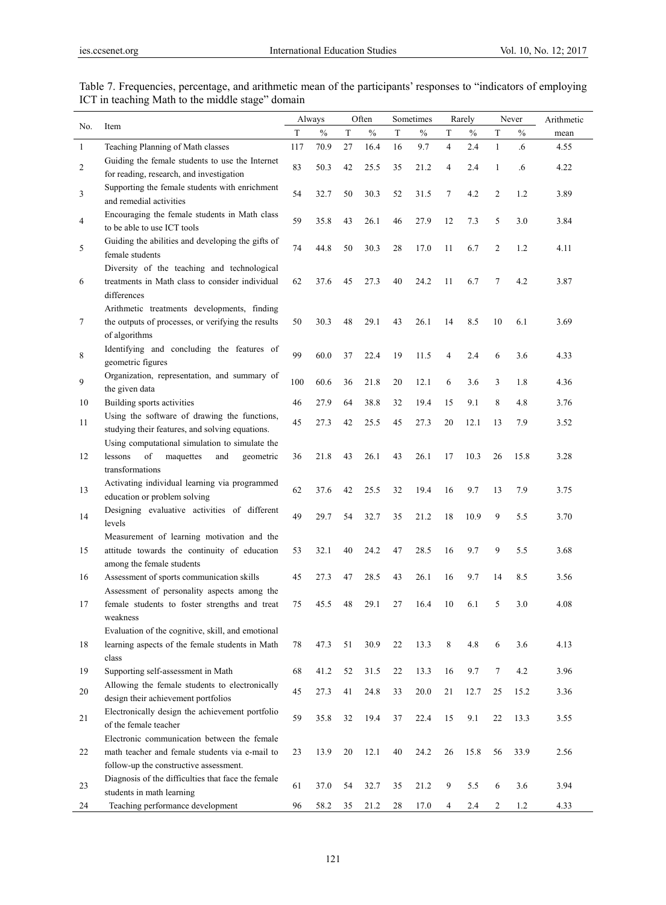Table 7. Frequencies, percentage, and arithmetic mean of the participants' responses to "indicators of employing ICT in teaching Math to the middle stage" domain

| No. | Item | Always | | Often | | Sometimes | | Rarely | | Never | | Arithmetic |
|---|---|---|---|---|---|---|---|---|---|---|---|---|
| | | T | % | T | % | T | % | T | % | T | % | mean |
| 1 | Teaching Planning of Math classes | 117 | 70.9 | 27 | 16.4 | 16 | 9.7 | 4 | 2.4 | 1 | .6 | 4.55 |
| 2 | Guiding the female students to use the Internet for reading, research, and investigation | 83 | 50.3 | 42 | 25.5 | 35 | 21.2 | 4 | 2.4 | 1 | .6 | 4.22 |
| 3 | Supporting the female students with enrichment and remedial activities | 54 | 32.7 | 50 | 30.3 | 52 | 31.5 | 7 | 4.2 | 2 | 1.2 | 3.89 |
| 4 | Encouraging the female students in Math class to be able to use ICT tools | 59 | 35.8 | 43 | 26.1 | 46 | 27.9 | 12 | 7.3 | 5 | 3.0 | 3.84 |
| 5 | Guiding the abilities and developing the gifts of female students | 74 | 44.8 | 50 | 30.3 | 28 | 17.0 | 11 | 6.7 | 2 | 1.2 | 4.11 |
| 6 | Diversity of the teaching and technological treatments in Math class to consider individual differences | 62 | 37.6 | 45 | 27.3 | 40 | 24.2 | 11 | 6.7 | 7 | 4.2 | 3.87 |
| 7 | Arithmetic treatments developments, finding the outputs of processes, or verifying the results of algorithms | 50 | 30.3 | 48 | 29.1 | 43 | 26.1 | 14 | 8.5 | 10 | 6.1 | 3.69 |
| 8 | Identifying and concluding the features of geometric figures | 99 | 60.0 | 37 | 22.4 | 19 | 11.5 | 4 | 2.4 | 6 | 3.6 | 4.33 |
| 9 | Organization, representation, and summary of the given data | 100 | 60.6 | 36 | 21.8 | 20 | 12.1 | 6 | 3.6 | 3 | 1.8 | 4.36 |
| 10 | Building sports activities | 46 | 27.9 | 64 | 38.8 | 32 | 19.4 | 15 | 9.1 | 8 | 4.8 | 3.76 |
| 11 | Using the software of drawing the functions, studying their features, and solving equations. | 45 | 27.3 | 42 | 25.5 | 45 | 27.3 | 20 | 12.1 | 13 | 7.9 | 3.52 |
| 12 | Using computational simulation to simulate the lessons of maquettes and geometric transformations | 36 | 21.8 | 43 | 26.1 | 43 | 26.1 | 17 | 10.3 | 26 | 15.8 | 3.28 |
| 13 | Activating individual learning via programmed education or problem solving | 62 | 37.6 | 42 | 25.5 | 32 | 19.4 | 16 | 9.7 | 13 | 7.9 | 3.75 |
| 14 | Designing evaluative activities of different levels | 49 | 29.7 | 54 | 32.7 | 35 | 21.2 | 18 | 10.9 | 9 | 5.5 | 3.70 |
| 15 | Measurement of learning motivation and the attitude towards the continuity of education among the female students | 53 | 32.1 | 40 | 24.2 | 47 | 28.5 | 16 | 9.7 | 9 | 5.5 | 3.68 |
| 16 | Assessment of sports communication skills | 45 | 27.3 | 47 | 28.5 | 43 | 26.1 | 16 | 9.7 | 14 | 8.5 | 3.56 |
| 17 | Assessment of personality aspects among the female students to foster strengths and treat weakness | 75 | 45.5 | 48 | 29.1 | 27 | 16.4 | 10 | 6.1 | 5 | 3.0 | 4.08 |
| 18 | Evaluation of the cognitive, skill, and emotional learning aspects of the female students in Math class | 78 | 47.3 | 51 | 30.9 | 22 | 13.3 | 8 | 4.8 | 6 | 3.6 | 4.13 |
| 19 | Supporting self-assessment in Math | 68 | 41.2 | 52 | 31.5 | 22 | 13.3 | 16 | 9.7 | 7 | 4.2 | 3.96 |
| 20 | Allowing the female students to electronically design their achievement portfolios | 45 | 27.3 | 41 | 24.8 | 33 | 20.0 | 21 | 12.7 | 25 | 15.2 | 3.36 |
| 21 | Electronically design the achievement portfolio of the female teacher | 59 | 35.8 | 32 | 19.4 | 37 | 22.4 | 15 | 9.1 | 22 | 13.3 | 3.55 |
| 22 | Electronic communication between the female math teacher and female students via e-mail to follow-up the constructive assessment. | 23 | 13.9 | 20 | 12.1 | 40 | 24.2 | 26 | 15.8 | 56 | 33.9 | 2.56 |
| 23 | Diagnosis of the difficulties that face the female students in math learning | 61 | 37.0 | 54 | 32.7 | 35 | 21.2 | 9 | 5.5 | 6 | 3.6 | 3.94 |
| 24 | Teaching performance development | 96 | 58.2 | 35 | 21.2 | 28 | 17.0 | 4 | 2.4 | 2 | 1.2 | 4.33 |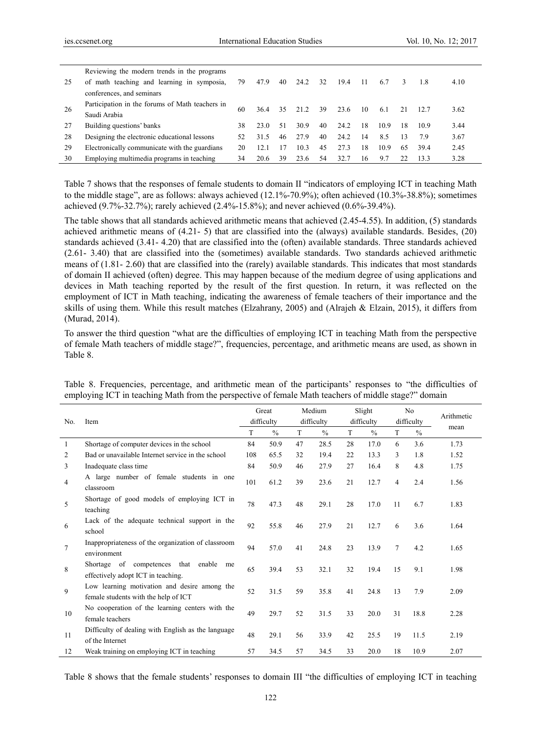| | | | | | | | | | | | | |
|---|---|---|---|---|---|---|---|---|---|---|---|---|
| 25 | Reviewing the modern trends in the programs of math teaching and learning in symposia, conferences, and seminars | 79 | 47.9 | 40 | 24.2 | 32 | 19.4 | 11 | 6.7 | 3 | 1.8 | 4.10 |
| 26 | Participation in the forums of Math teachers in Saudi Arabia | 60 | 36.4 | 35 | 21.2 | 39 | 23.6 | 10 | 6.1 | 21 | 12.7 | 3.62 |
| 27 | Building questions' banks | 38 | 23.0 | 51 | 30.9 | 40 | 24.2 | 18 | 10.9 | 18 | 10.9 | 3.44 |
| 28 | Designing the electronic educational lessons | 52 | 31.5 | 46 | 27.9 | 40 | 24.2 | 14 | 8.5 | 13 | 7.9 | 3.67 |
| 29 | Electronically communicate with the guardians | 20 | 12.1 | 17 | 10.3 | 45 | 27.3 | 18 | 10.9 | 65 | 39.4 | 2.45 |
| 30 | Employing multimedia programs in teaching | 34 | 20.6 | 39 | 23.6 | 54 | 32.7 | 16 | 9.7 | 22 | 13.3 | 3.28 |

Table 7 shows that the responses of female students to domain II "indicators of employing ICT in teaching Math to the middle stage", are as follows: always achieved (12.1%-70.9%); often achieved (10.3%-38.8%); sometimes achieved (9.7%-32.7%); rarely achieved (2.4%-15.8%); and never achieved (0.6%-39.4%).

The table shows that all standards achieved arithmetic means that achieved (2.45-4.55). In addition, (5) standards achieved arithmetic means of (4.21- 5) that are classified into the (always) available standards. Besides, (20) standards achieved (3.41- 4.20) that are classified into the (often) available standards. Three standards achieved (2.61- 3.40) that are classified into the (sometimes) available standards. Two standards achieved arithmetic means of (1.81- 2.60) that are classified into the (rarely) available standards. This indicates that most standards of domain II achieved (often) degree. This may happen because of the medium degree of using applications and devices in Math teaching reported by the result of the first question. In return, it was reflected on the employment of ICT in Math teaching, indicating the awareness of female teachers of their importance and the skills of using them. While this result matches (Elzahrany, 2005) and (Alrajeh & Elzain, 2015), it differs from (Murad, 2014).

To answer the third question "what are the difficulties of employing ICT in teaching Math from the perspective of female Math teachers of middle stage?", frequencies, percentage, and arithmetic means are used, as shown in Table 8.

Table 8. Frequencies, percentage, and arithmetic mean of the participants' responses to "the difficulties of employing ICT in teaching Math from the perspective of female Math teachers of middle stage?" domain

| No. | Item | Great difficulty | | Medium difficulty | | Slight difficulty | | No difficulty | | Arithmetic mean |
|---|---|---|---|---|---|---|---|---|---|---|
| | | T | % | T | % | T | % | T | % | |
| 1 | Shortage of computer devices in the school | 84 | 50.9 | 47 | 28.5 | 28 | 17.0 | 6 | 3.6 | 1.73 |
| 2 | Bad or unavailable Internet service in the school | 108 | 65.5 | 32 | 19.4 | 22 | 13.3 | 3 | 1.8 | 1.52 |
| 3 | Inadequate class time | 84 | 50.9 | 46 | 27.9 | 27 | 16.4 | 8 | 4.8 | 1.75 |
| 4 | A large number of female students in one classroom | 101 | 61.2 | 39 | 23.6 | 21 | 12.7 | 4 | 2.4 | 1.56 |
| 5 | Shortage of good models of employing ICT in teaching | 78 | 47.3 | 48 | 29.1 | 28 | 17.0 | 11 | 6.7 | 1.83 |
| 6 | Lack of the adequate technical support in the school | 92 | 55.8 | 46 | 27.9 | 21 | 12.7 | 6 | 3.6 | 1.64 |
| 7 | Inappropriateness of the organization of classroom environment | 94 | 57.0 | 41 | 24.8 | 23 | 13.9 | 7 | 4.2 | 1.65 |
| 8 | Shortage of competences that enable me effectively adopt ICT in teaching. | 65 | 39.4 | 53 | 32.1 | 32 | 19.4 | 15 | 9.1 | 1.98 |
| 9 | Low learning motivation and desire among the female students with the help of ICT | 52 | 31.5 | 59 | 35.8 | 41 | 24.8 | 13 | 7.9 | 2.09 |
| 10 | No cooperation of the learning centers with the female teachers | 49 | 29.7 | 52 | 31.5 | 33 | 20.0 | 31 | 18.8 | 2.28 |
| 11 | Difficulty of dealing with English as the language of the Internet | 48 | 29.1 | 56 | 33.9 | 42 | 25.5 | 19 | 11.5 | 2.19 |
| 12 | Weak training on employing ICT in teaching | 57 | 34.5 | 57 | 34.5 | 33 | 20.0 | 18 | 10.9 | 2.07 |

Table 8 shows that the female students' responses to domain III "the difficulties of employing ICT in teaching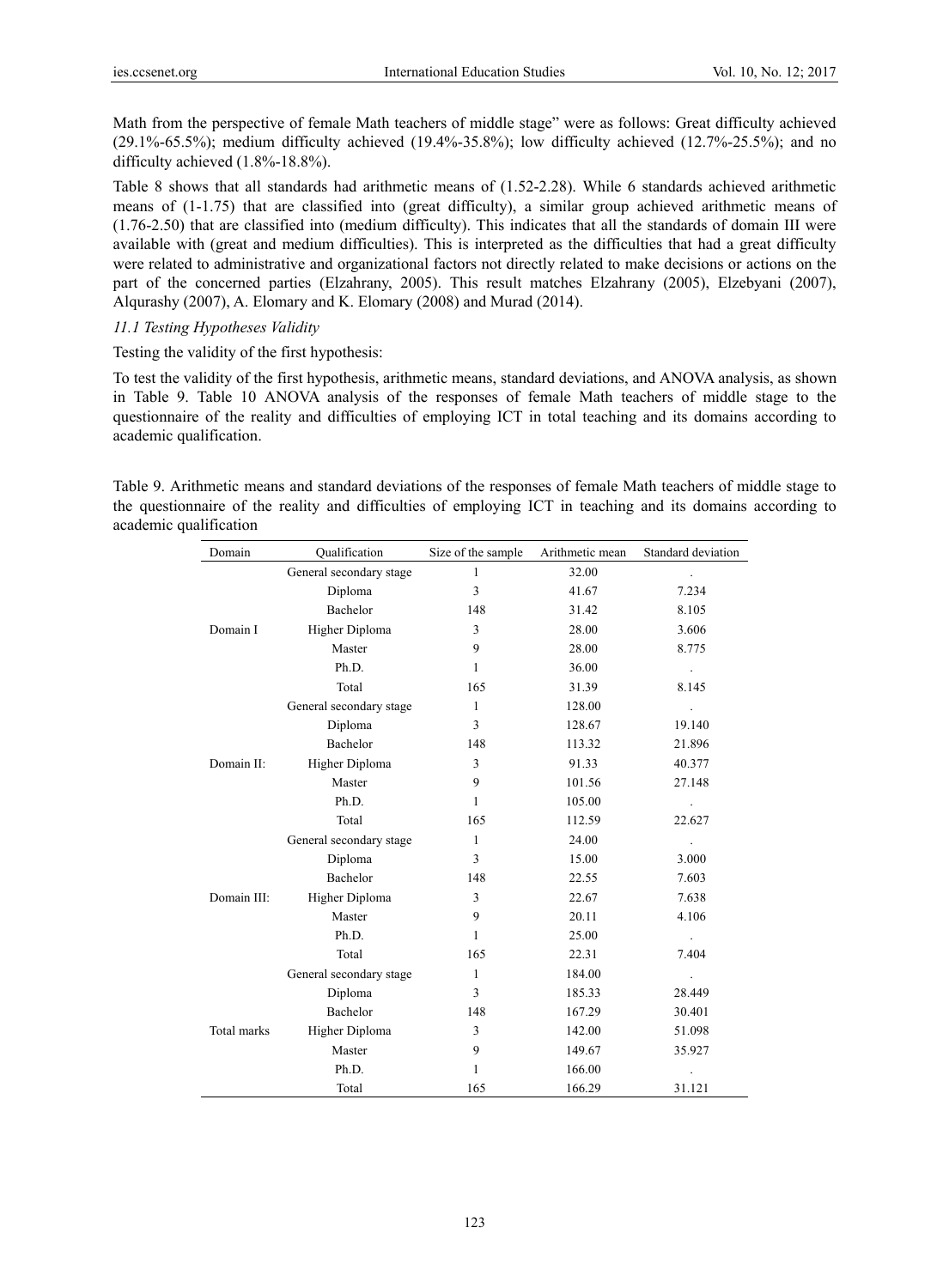Math from the perspective of female Math teachers of middle stage" were as follows: Great difficulty achieved (29.1%-65.5%); medium difficulty achieved (19.4%-35.8%); low difficulty achieved (12.7%-25.5%); and no difficulty achieved (1.8%-18.8%).

Table 8 shows that all standards had arithmetic means of (1.52-2.28). While 6 standards achieved arithmetic means of (1-1.75) that are classified into (great difficulty), a similar group achieved arithmetic means of (1.76-2.50) that are classified into (medium difficulty). This indicates that all the standards of domain III were available with (great and medium difficulties). This is interpreted as the difficulties that had a great difficulty were related to administrative and organizational factors not directly related to make decisions or actions on the part of the concerned parties (Elzahrany, 2005). This result matches Elzahrany (2005), Elzebyani (2007), Alqurashy (2007), A. Elomary and K. Elomary (2008) and Murad (2014).

### *11.1 Testing Hypotheses Validity*

Testing the validity of the first hypothesis:

To test the validity of the first hypothesis, arithmetic means, standard deviations, and ANOVA analysis, as shown in Table 9. Table 10 ANOVA analysis of the responses of female Math teachers of middle stage to the questionnaire of the reality and difficulties of employing ICT in total teaching and its domains according to academic qualification.

Table 9. Arithmetic means and standard deviations of the responses of female Math teachers of middle stage to the questionnaire of the reality and difficulties of employing ICT in teaching and its domains according to academic qualification

| Domain | Qualification | Size of the sample | Arithmetic mean | Standard deviation |
|---|---|---|---|---|
| Domain I | General secondary stage | 1 | 32.00 | . |
| | Diploma | 3 | 41.67 | 7.234 |
| | Bachelor | 148 | 31.42 | 8.105 |
| | Higher Diploma | 3 | 28.00 | 3.606 |
| | Master | 9 | 28.00 | 8.775 |
| | Ph.D. | 1 | 36.00 | . |
| | Total | 165 | 31.39 | 8.145 |
| Domain II: | General secondary stage | 1 | 128.00 | . |
| | Diploma | 3 | 128.67 | 19.140 |
| | Bachelor | 148 | 113.32 | 21.896 |
| | Higher Diploma | 3 | 91.33 | 40.377 |
| | Master | 9 | 101.56 | 27.148 |
| | Ph.D. | 1 | 105.00 | . |
| | Total | 165 | 112.59 | 22.627 |
| Domain III: | General secondary stage | 1 | 24.00 | . |
| | Diploma | 3 | 15.00 | 3.000 |
| | Bachelor | 148 | 22.55 | 7.603 |
| | Higher Diploma | 3 | 22.67 | 7.638 |
| | Master | 9 | 20.11 | 4.106 |
| | Ph.D. | 1 | 25.00 | . |
| | Total | 165 | 22.31 | 7.404 |
| Total marks | General secondary stage | 1 | 184.00 | . |
| | Diploma | 3 | 185.33 | 28.449 |
| | Bachelor | 148 | 167.29 | 30.401 |
| | Higher Diploma | 3 | 142.00 | 51.098 |
| | Master | 9 | 149.67 | 35.927 |
| | Ph.D. | 1 | 166.00 | . |
| | Total | 165 | 166.29 | 31.121 |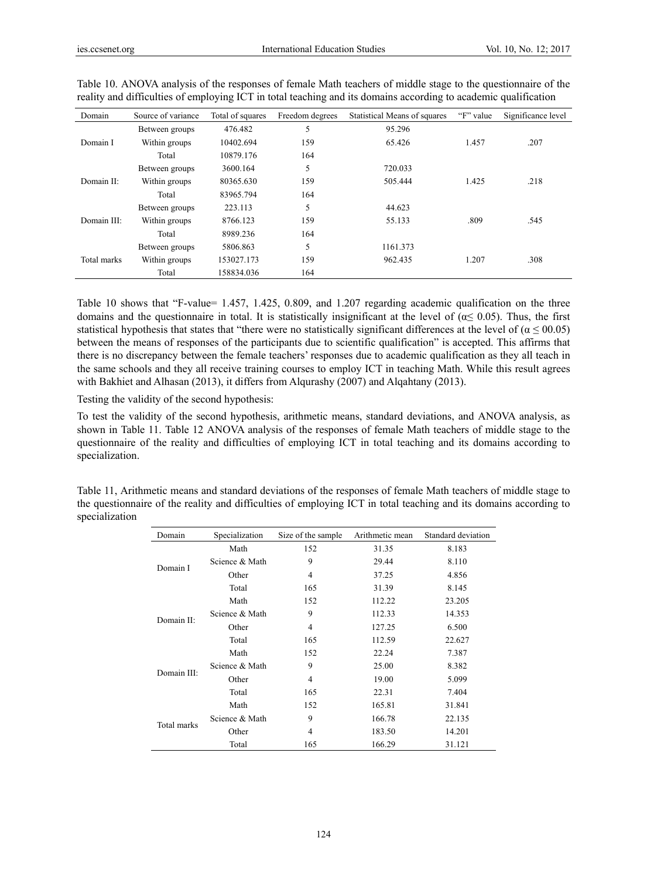Table 10. ANOVA analysis of the responses of female Math teachers of middle stage to the questionnaire of the reality and difficulties of employing ICT in total teaching and its domains according to academic qualification

| Domain | Source of variance | Total of squares | Freedom degrees | Statistical Means of squares | "F" value | Significance level |
|---|---|---|---|---|---|---|
| Domain I | Between groups | 476.482 | 5 | 95.296 | 1.457 | .207 |
| | Within groups | 10402.694 | 159 | 65.426 | | |
| | Total | 10879.176 | 164 | | | |
| Domain II: | Between groups | 3600.164 | 5 | 720.033 | 1.425 | .218 |
| | Within groups | 80365.630 | 159 | 505.444 | | |
| | Total | 83965.794 | 164 | | | |
| Domain III: | Between groups | 223.113 | 5 | 44.623 | .809 | .545 |
| | Within groups | 8766.123 | 159 | 55.133 | | |
| | Total | 8989.236 | 164 | | | |
| Total marks | Between groups | 5806.863 | 5 | 1161.373 | 1.207 | .308 |
| | Within groups | 153027.173 | 159 | 962.435 | | |
| | Total | 158834.036 | 164 | | | |

Table 10 shows that "F-value= 1.457, 1.425, 0.809, and 1.207 regarding academic qualification on the three domains and the questionnaire in total. It is statistically insignificant at the level of ($\alpha \leq 0.05$). Thus, the first statistical hypothesis that states that "there were no statistically significant differences at the level of ($\alpha \leq 00.05$) between the means of responses of the participants due to scientific qualification" is accepted. This affirms that there is no discrepancy between the female teachers' responses due to academic qualification as they all teach in the same schools and they all receive training courses to employ ICT in teaching Math. While this result agrees with Bakhiet and Alhasan (2013), it differs from Alqurashy (2007) and Alqahtany (2013).

Testing the validity of the second hypothesis:

To test the validity of the second hypothesis, arithmetic means, standard deviations, and ANOVA analysis, as shown in Table 11. Table 12 ANOVA analysis of the responses of female Math teachers of middle stage to the questionnaire of the reality and difficulties of employing ICT in total teaching and its domains according to specialization.

Table 11, Arithmetic means and standard deviations of the responses of female Math teachers of middle stage to the questionnaire of the reality and difficulties of employing ICT in total teaching and its domains according to specialization

| Domain | Specialization | Size of the sample | Arithmetic mean | Standard deviation |
|---|---|---|---|---|
| Domain I | Math | 152 | 31.35 | 8.183 |
| | Science & Math | 9 | 29.44 | 8.110 |
| | Other | 4 | 37.25 | 4.856 |
| | Total | 165 | 31.39 | 8.145 |
| Domain II: | Math | 152 | 112.22 | 23.205 |
| | Science & Math | 9 | 112.33 | 14.353 |
| | Other | 4 | 127.25 | 6.500 |
| | Total | 165 | 112.59 | 22.627 |
| Domain III: | Math | 152 | 22.24 | 7.387 |
| | Science & Math | 9 | 25.00 | 8.382 |
| | Other | 4 | 19.00 | 5.099 |
| | Total | 165 | 22.31 | 7.404 |
| Total marks | Math | 152 | 165.81 | 31.841 |
| | Science & Math | 9 | 166.78 | 22.135 |
| | Other | 4 | 183.50 | 14.201 |
| | Total | 165 | 166.29 | 31.121 |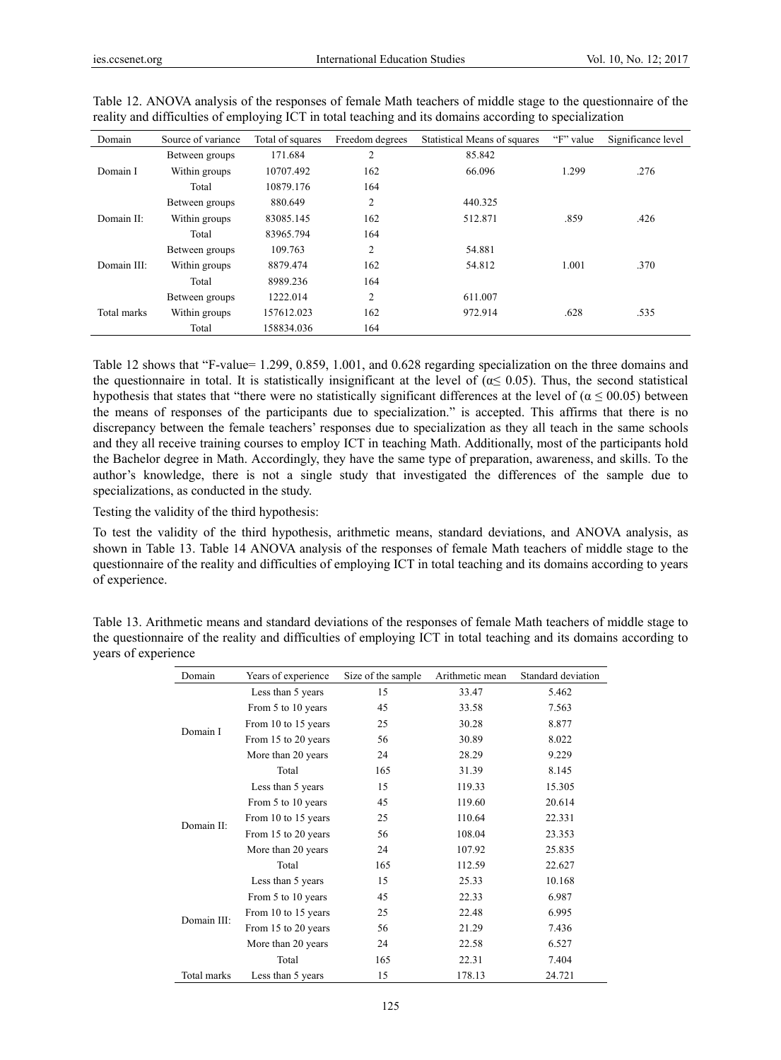Table 12. ANOVA analysis of the responses of female Math teachers of middle stage to the questionnaire of the reality and difficulties of employing ICT in total teaching and its domains according to specialization

| Domain | Source of variance | Total of squares | Freedom degrees | Statistical Means of squares | "F" value | Significance level |
|---|---|---|---|---|---|---|
| Domain I | Between groups | 171.684 | 2 | 85.842 | 1.299 | .276 |
| | Within groups | 10707.492 | 162 | 66.096 | | |
| | Total | 10879.176 | 164 | | | |
| Domain II: | Between groups | 880.649 | 2 | 440.325 | .859 | .426 |
| | Within groups | 83085.145 | 162 | 512.871 | | |
| | Total | 83965.794 | 164 | | | |
| Domain III: | Between groups | 109.763 | 2 | 54.881 | 1.001 | .370 |
| | Within groups | 8879.474 | 162 | 54.812 | | |
| | Total | 8989.236 | 164 | | | |
| Total marks | Between groups | 1222.014 | 2 | 611.007 | .628 | .535 |
| | Within groups | 157612.023 | 162 | 972.914 | | |
| | Total | 158834.036 | 164 | | | |

Table 12 shows that "F-value= 1.299, 0.859, 1.001, and 0.628 regarding specialization on the three domains and the questionnaire in total. It is statistically insignificant at the level of ($\alpha \leq 0.05$). Thus, the second statistical hypothesis that states that "there were no statistically significant differences at the level of ($\alpha \leq 00.05$) between the means of responses of the participants due to specialization." is accepted. This affirms that there is no discrepancy between the female teachers' responses due to specialization as they all teach in the same schools and they all receive training courses to employ ICT in teaching Math. Additionally, most of the participants hold the Bachelor degree in Math. Accordingly, they have the same type of preparation, awareness, and skills. To the author's knowledge, there is not a single study that investigated the differences of the sample due to specializations, as conducted in the study.

Testing the validity of the third hypothesis:

To test the validity of the third hypothesis, arithmetic means, standard deviations, and ANOVA analysis, as shown in Table 13. Table 14 ANOVA analysis of the responses of female Math teachers of middle stage to the questionnaire of the reality and difficulties of employing ICT in total teaching and its domains according to years of experience.

Table 13. Arithmetic means and standard deviations of the responses of female Math teachers of middle stage to the questionnaire of the reality and difficulties of employing ICT in total teaching and its domains according to years of experience

| Domain | Years of experience | Size of the sample | Arithmetic mean | Standard deviation |
|---|---|---|---|---|
| Domain I | Less than 5 years | 15 | 33.47 | 5.462 |
| | From 5 to 10 years | 45 | 33.58 | 7.563 |
| | From 10 to 15 years | 25 | 30.28 | 8.877 |
| | From 15 to 20 years | 56 | 30.89 | 8.022 |
| | More than 20 years | 24 | 28.29 | 9.229 |
| | Total | 165 | 31.39 | 8.145 |
| Domain II: | Less than 5 years | 15 | 119.33 | 15.305 |
| | From 5 to 10 years | 45 | 119.60 | 20.614 |
| | From 10 to 15 years | 25 | 110.64 | 22.331 |
| | From 15 to 20 years | 56 | 108.04 | 23.353 |
| | More than 20 years | 24 | 107.92 | 25.835 |
| | Total | 165 | 112.59 | 22.627 |
| Domain III: | Less than 5 years | 15 | 25.33 | 10.168 |
| | From 5 to 10 years | 45 | 22.33 | 6.987 |
| | From 10 to 15 years | 25 | 22.48 | 6.995 |
| | From 15 to 20 years | 56 | 21.29 | 7.436 |
| | More than 20 years | 24 | 22.58 | 6.527 |
| | Total | 165 | 22.31 | 7.404 |
| Total marks | Less than 5 years | 15 | 178.13 | 24.721 |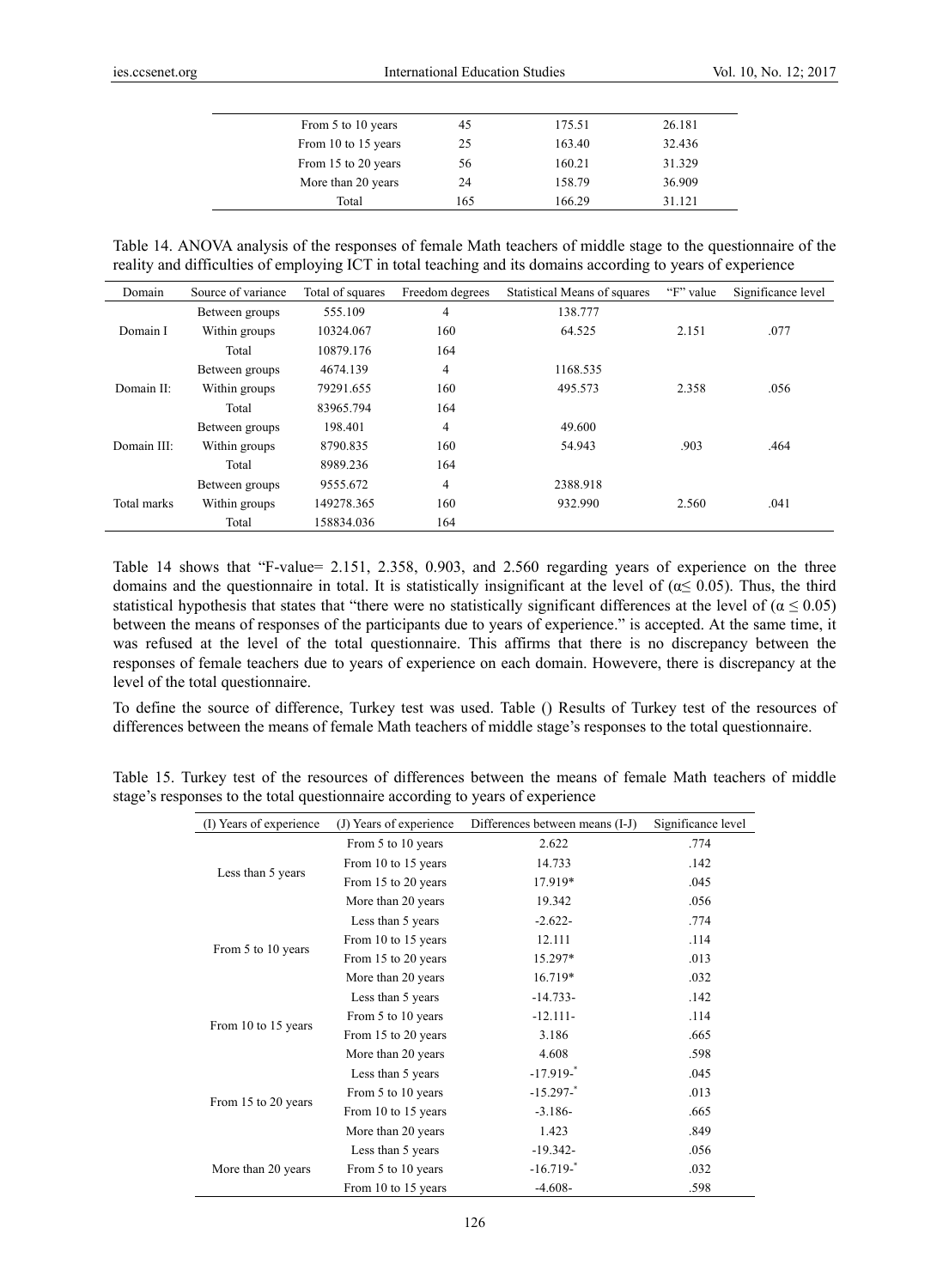| | | | |
|---|---|---|---|
| From 5 to 10 years | 45 | 175.51 | 26.181 |
| From 10 to 15 years | 25 | 163.40 | 32.436 |
| From 15 to 20 years | 56 | 160.21 | 31.329 |
| More than 20 years | 24 | 158.79 | 36.909 |
| Total | 165 | 166.29 | 31.121 |

Table 14. ANOVA analysis of the responses of female Math teachers of middle stage to the questionnaire of the reality and difficulties of employing ICT in total teaching and its domains according to years of experience

| Domain | Source of variance | Total of squares | Freedom degrees | Statistical Means of squares | "F" value | Significance level |
|---|---|---|---|---|---|---|
| Domain I | Between groups | 555.109 | 4 | 138.777 | 2.151 | .077 |
| | Within groups | 10324.067 | 160 | 64.525 | | |
| | Total | 10879.176 | 164 | | | |
| Domain II: | Between groups | 4674.139 | 4 | 1168.535 | 2.358 | .056 |
| | Within groups | 79291.655 | 160 | 495.573 | | |
| | Total | 83965.794 | 164 | | | |
| Domain III: | Between groups | 198.401 | 4 | 49.600 | .903 | .464 |
| | Within groups | 8790.835 | 160 | 54.943 | | |
| | Total | 8989.236 | 164 | | | |
| Total marks | Between groups | 9555.672 | 4 | 2388.918 | 2.560 | .041 |
| | Within groups | 149278.365 | 160 | 932.990 | | |
| | Total | 158834.036 | 164 | | | |

Table 14 shows that "F-value= 2.151, 2.358, 0.903, and 2.560 regarding years of experience on the three domains and the questionnaire in total. It is statistically insignificant at the level of ($\alpha \leq 0.05$). Thus, the third statistical hypothesis that states that "there were no statistically significant differences at the level of ($\alpha \leq 0.05$) between the means of responses of the participants due to years of experience." is accepted. At the same time, it was refused at the level of the total questionnaire. This affirms that there is no discrepancy between the responses of female teachers due to years of experience on each domain. Howevere, there is discrepancy at the level of the total questionnaire.

To define the source of difference, Turkey test was used. Table () Results of Turkey test of the resources of differences between the means of female Math teachers of middle stage's responses to the total questionnaire.

Table 15. Turkey test of the resources of differences between the means of female Math teachers of middle stage's responses to the total questionnaire according to years of experience

| (I) Years of experience | (J) Years of experience | Differences between means (I-J) | Significance level |
|---|---|---|---|
| Less than 5 years | From 5 to 10 years | 2.622 | .774 |
| | From 10 to 15 years | 14.733 | .142 |
| | From 15 to 20 years | 17.919* | .045 |
| | More than 20 years | 19.342 | .056 |
| From 5 to 10 years | Less than 5 years | -2.622- | .774 |
| | From 10 to 15 years | 12.111 | .114 |
| | From 15 to 20 years | 15.297* | .013 |
| | More than 20 years | 16.719* | .032 |
| From 10 to 15 years | Less than 5 years | -14.733- | .142 |
| | From 5 to 10 years | -12.111- | .114 |
| | From 15 to 20 years | 3.186 | .665 |
| | More than 20 years | 4.608 | .598 |
| From 15 to 20 years | Less than 5 years | -17.919-* | .045 |
| | From 5 to 10 years | -15.297-* | .013 |
| | From 10 to 15 years | -3.186- | .665 |
| | More than 20 years | 1.423 | .849 |
| More than 20 years | Less than 5 years | -19.342- | .056 |
| | From 5 to 10 years | -16.719-* | .032 |
| | From 10 to 15 years | -4.608- | .598 |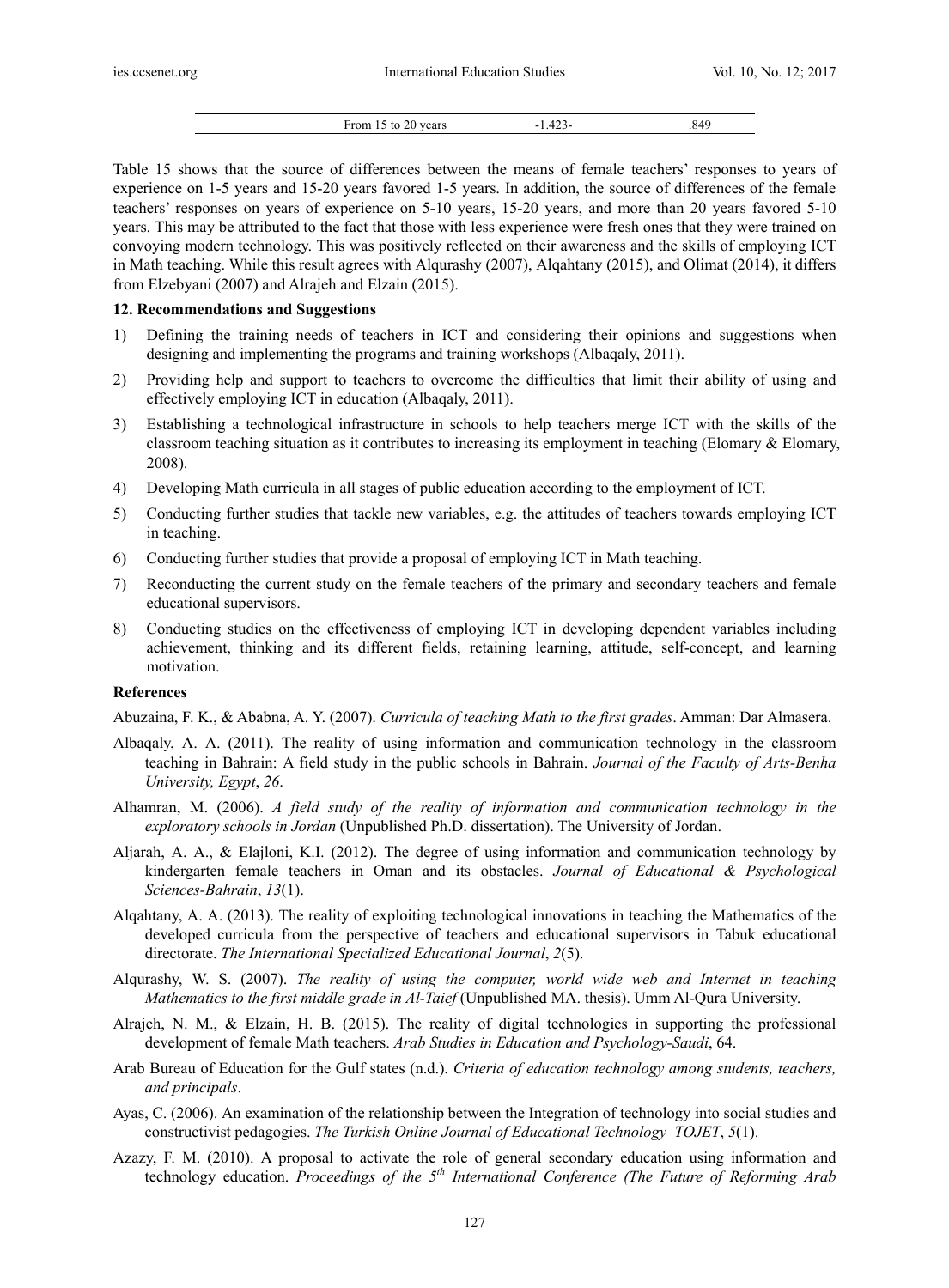| From 15 to 20 years | -1.423- | .849 |
|---|---|---|

Table 15 shows that the source of differences between the means of female teachers' responses to years of experience on 1-5 years and 15-20 years favored 1-5 years. In addition, the source of differences of the female teachers' responses on years of experience on 5-10 years, 15-20 years, and more than 20 years favored 5-10 years. This may be attributed to the fact that those with less experience were fresh ones that they were trained on convoying modern technology. This was positively reflected on their awareness and the skills of employing ICT in Math teaching. While this result agrees with Alqurashy (2007), Alqahtany (2015), and Olimat (2014), it differs from Elzebyani (2007) and Alrajeh and Elzain (2015).

## 12. Recommendations and Suggestions

1) Defining the training needs of teachers in ICT and considering their opinions and suggestions when designing and implementing the programs and training workshops (Albaqaly, 2011).
2) Providing help and support to teachers to overcome the difficulties that limit their ability of using and effectively employing ICT in education (Albaqaly, 2011).
3) Establishing a technological infrastructure in schools to help teachers merge ICT with the skills of the classroom teaching situation as it contributes to increasing its employment in teaching (Elomary & Elomary, 2008).
4) Developing Math curricula in all stages of public education according to the employment of ICT.
5) Conducting further studies that tackle new variables, e.g. the attitudes of teachers towards employing ICT in teaching.
6) Conducting further studies that provide a proposal of employing ICT in Math teaching.
7) Reconducting the current study on the female teachers of the primary and secondary teachers and female educational supervisors.
8) Conducting studies on the effectiveness of employing ICT in developing dependent variables including achievement, thinking and its different fields, retaining learning, attitude, self-concept, and learning motivation.

## References

Abuzaina, F. K., & Ababna, A. Y. (2007). *Curricula of teaching Math to the first grades*. Amman: Dar Almasera.

Albaqaly, A. A. (2011). The reality of using information and communication technology in the classroom teaching in Bahrain: A field study in the public schools in Bahrain. *Journal of the Faculty of Arts-Benha University, Egypt*, *26*.

Alhamran, M. (2006). *A field study of the reality of information and communication technology in the exploratory schools in Jordan* (Unpublished Ph.D. dissertation). The University of Jordan.

Aljarah, A. A., & Elajloni, K.I. (2012). The degree of using information and communication technology by kindergarten female teachers in Oman and its obstacles. *Journal of Educational & Psychological Sciences-Bahrain*, *13*(1).

Alqahtany, A. A. (2013). The reality of exploiting technological innovations in teaching the Mathematics of the developed curricula from the perspective of teachers and educational supervisors in Tabuk educational directorate. *The International Specialized Educational Journal*, *2*(5).

Alqurashy, W. S. (2007). *The reality of using the computer, world wide web and Internet in teaching Mathematics to the first middle grade in Al-Taief* (Unpublished MA. thesis). Umm Al-Qura University.

Alrajeh, N. M., & Elzain, H. B. (2015). The reality of digital technologies in supporting the professional development of female Math teachers. *Arab Studies in Education and Psychology-Saudi*, 64.

Arab Bureau of Education for the Gulf states (n.d.). *Criteria of education technology among students, teachers, and principals*.

Ayas, C. (2006). An examination of the relationship between the Integration of technology into social studies and constructivist pedagogies. *The Turkish Online Journal of Educational Technology–TOJET*, *5*(1).

Azazy, F. M. (2010). A proposal to activate the role of general secondary education using information and technology education. *Proceedings of the 5th International Conference (The Future of Reforming Arab*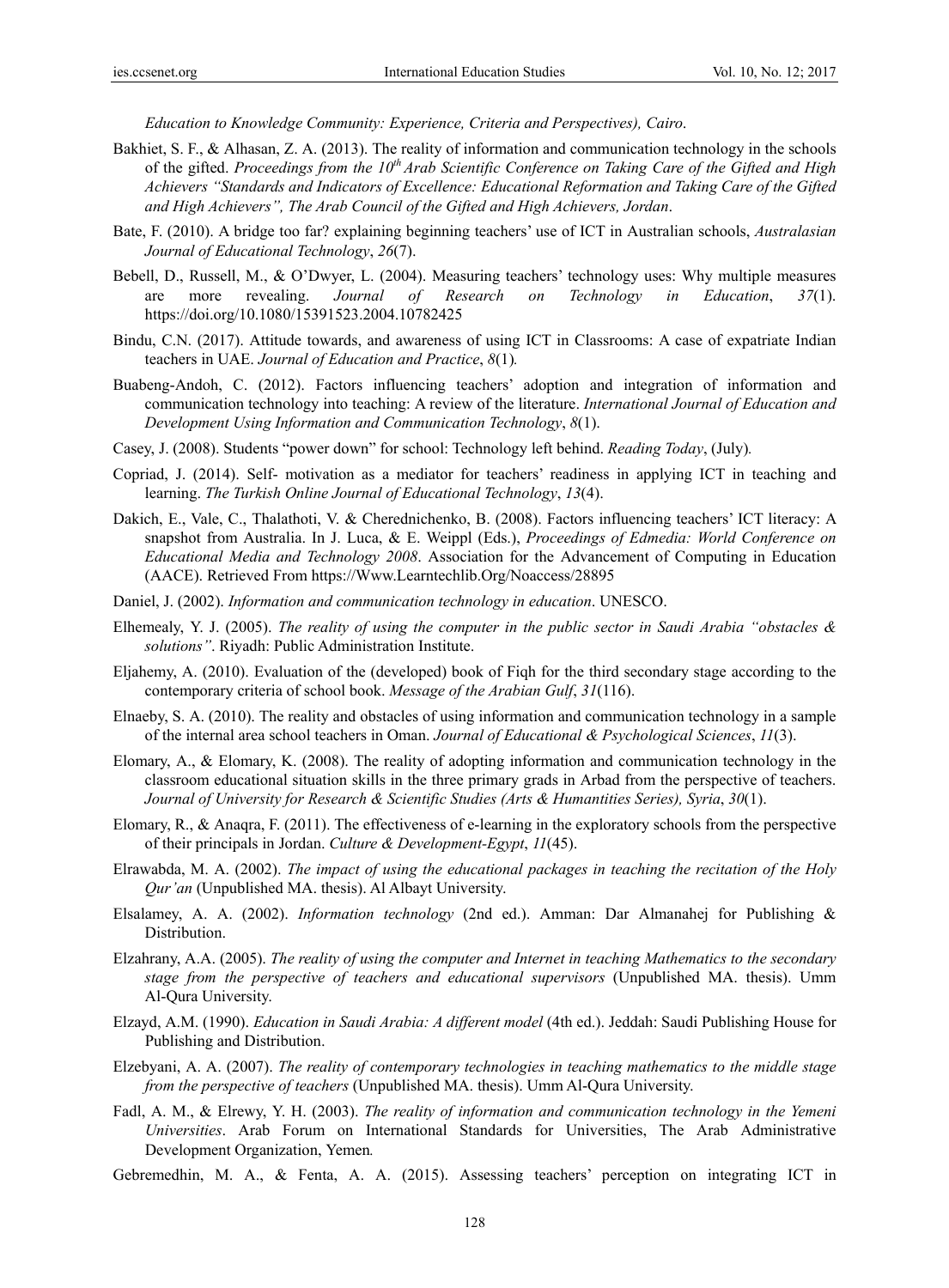*Education to Knowledge Community: Experience, Criteria and Perspectives), Cairo*.

Bakhiet, S. F., & Alhasan, Z. A. (2013). The reality of information and communication technology in the schools of the gifted. *Proceedings from the 10th Arab Scientific Conference on Taking Care of the Gifted and High Achievers "Standards and Indicators of Excellence: Educational Reformation and Taking Care of the Gifted and High Achievers", The Arab Council of the Gifted and High Achievers, Jordan*.

Bate, F. (2010). A bridge too far? explaining beginning teachers' use of ICT in Australian schools, *Australasian Journal of Educational Technology*, *26*(7).

Bebell, D., Russell, M., & O'Dwyer, L. (2004). Measuring teachers' technology uses: Why multiple measures are more revealing. *Journal of Research on Technology in Education*, *37*(1). https://doi.org/10.1080/15391523.2004.10782425

Bindu, C.N. (2017). Attitude towards, and awareness of using ICT in Classrooms: A case of expatriate Indian teachers in UAE. *Journal of Education and Practice*, *8*(1).

Buabeng-Andoh, C. (2012). Factors influencing teachers' adoption and integration of information and communication technology into teaching: A review of the literature. *International Journal of Education and Development Using Information and Communication Technology*, *8*(1).

Casey, J. (2008). Students "power down" for school: Technology left behind. *Reading Today*, (July).

Copriad, J. (2014). Self- motivation as a mediator for teachers' readiness in applying ICT in teaching and learning. *The Turkish Online Journal of Educational Technology*, *13*(4).

Dakich, E., Vale, C., Thalathoti, V. & Cherednichenko, B. (2008). Factors influencing teachers' ICT literacy: A snapshot from Australia. In J. Luca, & E. Weippl (Eds.), *Proceedings of Edmedia: World Conference on Educational Media and Technology 2008*. Association for the Advancement of Computing in Education (AACE). Retrieved From https://Www.Learntechlib.Org/Noaccess/28895

Daniel, J. (2002). *Information and communication technology in education*. UNESCO.

Elhemealy, Y. J. (2005). *The reality of using the computer in the public sector in Saudi Arabia "obstacles & solutions"*. Riyadh: Public Administration Institute.

Eljahemy, A. (2010). Evaluation of the (developed) book of Fiqh for the third secondary stage according to the contemporary criteria of school book. *Message of the Arabian Gulf*, *31*(116).

Elnaeby, S. A. (2010). The reality and obstacles of using information and communication technology in a sample of the internal area school teachers in Oman. *Journal of Educational & Psychological Sciences*, *11*(3).

Elomary, A., & Elomary, K. (2008). The reality of adopting information and communication technology in the classroom educational situation skills in the three primary grads in Arbad from the perspective of teachers. *Journal of University for Research & Scientific Studies (Arts & Humantities Series), Syria*, *30*(1).

Elomary, R., & Anaqra, F. (2011). The effectiveness of e-learning in the exploratory schools from the perspective of their principals in Jordan. *Culture & Development-Egypt*, *11*(45).

Elrawabda, M. A. (2002). *The impact of using the educational packages in teaching the recitation of the Holy Qur'an* (Unpublished MA. thesis). Al Albayt University.

Elsalamey, A. A. (2002). *Information technology* (2nd ed.). Amman: Dar Almanahej for Publishing & Distribution.

Elzahrany, A.A. (2005). *The reality of using the computer and Internet in teaching Mathematics to the secondary stage from the perspective of teachers and educational supervisors* (Unpublished MA. thesis). Umm Al-Qura University.

Elzayd, A.M. (1990). *Education in Saudi Arabia: A different model* (4th ed.). Jeddah: Saudi Publishing House for Publishing and Distribution.

Elzebyani, A. A. (2007). *The reality of contemporary technologies in teaching mathematics to the middle stage from the perspective of teachers* (Unpublished MA. thesis). Umm Al-Qura University.

Fadl, A. M., & Elrewy, Y. H. (2003). *The reality of information and communication technology in the Yemeni Universities*. Arab Forum on International Standards for Universities, The Arab Administrative Development Organization, Yemen.

Gebremedhin, M. A., & Fenta, A. A. (2015). Assessing teachers' perception on integrating ICT in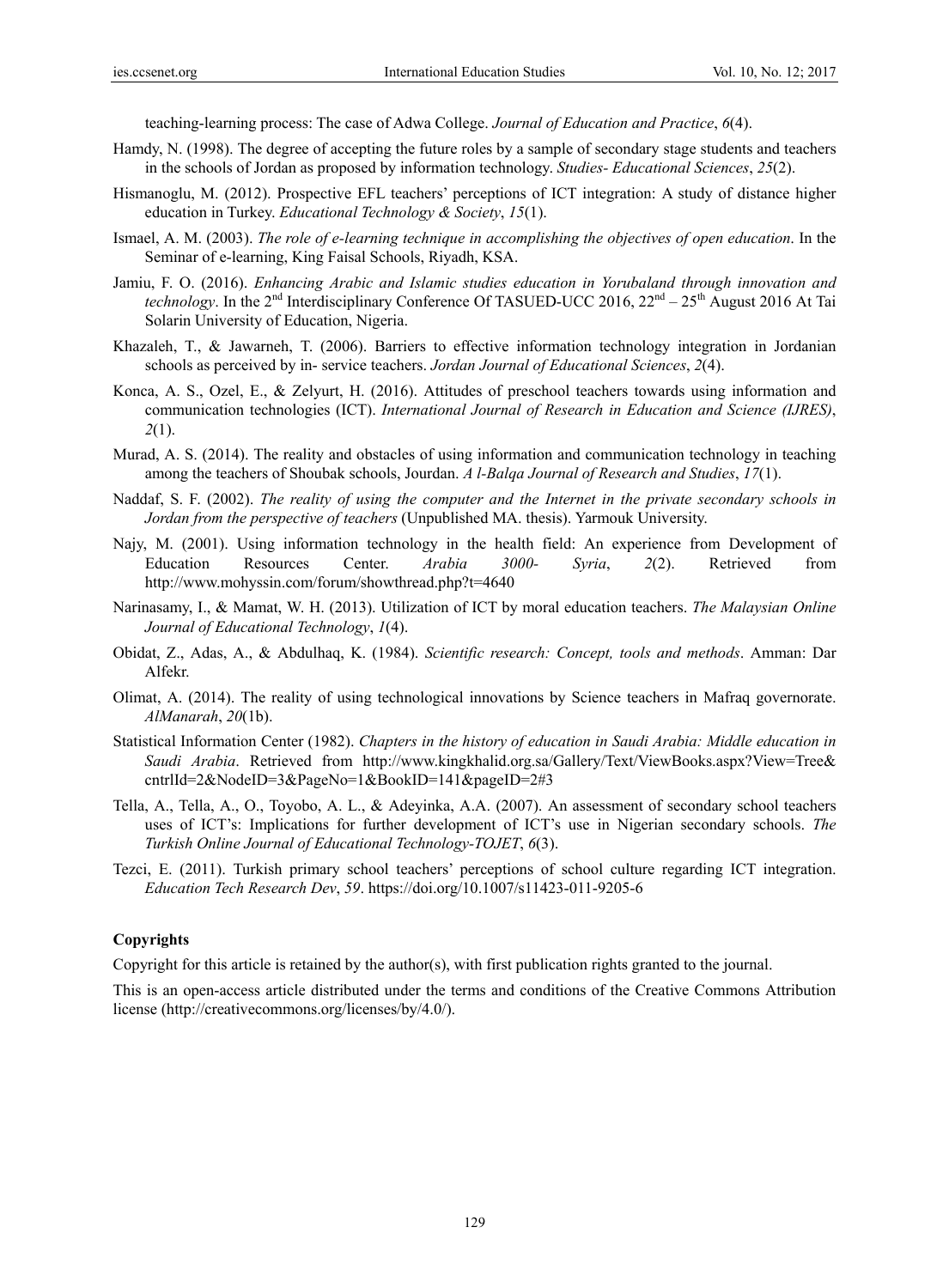teaching-learning process: The case of Adwa College. *Journal of Education and Practice*, *6*(4).

Hamdy, N. (1998). The degree of accepting the future roles by a sample of secondary stage students and teachers in the schools of Jordan as proposed by information technology. *Studies- Educational Sciences*, *25*(2).

Hismanoglu, M. (2012). Prospective EFL teachers' perceptions of ICT integration: A study of distance higher education in Turkey. *Educational Technology & Society*, *15*(1).

Ismael, A. M. (2003). *The role of e-learning technique in accomplishing the objectives of open education*. In the Seminar of e-learning, King Faisal Schools, Riyadh, KSA.

Jamiu, F. O. (2016). *Enhancing Arabic and Islamic studies education in Yorubaland through innovation and technology*. In the 2nd Interdisciplinary Conference Of TASUED-UCC 2016, 22nd – 25th August 2016 At Tai Solarin University of Education, Nigeria.

Khazaleh, T., & Jawarneh, T. (2006). Barriers to effective information technology integration in Jordanian schools as perceived by in- service teachers. *Jordan Journal of Educational Sciences*, *2*(4).

Konca, A. S., Ozel, E., & Zelyurt, H. (2016). Attitudes of preschool teachers towards using information and communication technologies (ICT). *International Journal of Research in Education and Science (IJRES)*, *2*(1).

Murad, A. S. (2014). The reality and obstacles of using information and communication technology in teaching among the teachers of Shoubak schools, Jourdan. *A l-Balqa Journal of Research and Studies*, *17*(1).

Naddaf, S. F. (2002). *The reality of using the computer and the Internet in the private secondary schools in Jordan from the perspective of teachers* (Unpublished MA. thesis). Yarmouk University.

Najy, M. (2001). Using information technology in the health field: An experience from Development of Education Resources Center. *Arabia 3000- Syria*, *2*(2). Retrieved from http://www.mohyssin.com/forum/showthread.php?t=4640

Narinasamy, I., & Mamat, W. H. (2013). Utilization of ICT by moral education teachers. *The Malaysian Online Journal of Educational Technology*, *1*(4).

Obidat, Z., Adas, A., & Abdulhaq, K. (1984). *Scientific research: Concept, tools and methods*. Amman: Dar Alfekr.

Olimat, A. (2014). The reality of using technological innovations by Science teachers in Mafraq governorate. *AlManarah*, *20*(1b).

Statistical Information Center (1982). *Chapters in the history of education in Saudi Arabia: Middle education in Saudi Arabia*. Retrieved from http://www.kingkhalid.org.sa/Gallery/Text/ViewBooks.aspx?View=Tree&cntrlId=2&NodeID=3&PageNo=1&BookID=141&pageID=2#3

Tella, A., Tella, A., O., Toyobo, A. L., & Adeyinka, A.A. (2007). An assessment of secondary school teachers uses of ICT's: Implications for further development of ICT's use in Nigerian secondary schools. *The Turkish Online Journal of Educational Technology-TOJET*, *6*(3).

Tezci, E. (2011). Turkish primary school teachers' perceptions of school culture regarding ICT integration. *Education Tech Research Dev*, *59*. https://doi.org/10.1007/s11423-011-9205-6

#### Copyrights

Copyright for this article is retained by the author(s), with first publication rights granted to the journal.

This is an open-access article distributed under the terms and conditions of the Creative Commons Attribution license (http://creativecommons.org/licenses/by/4.0/).